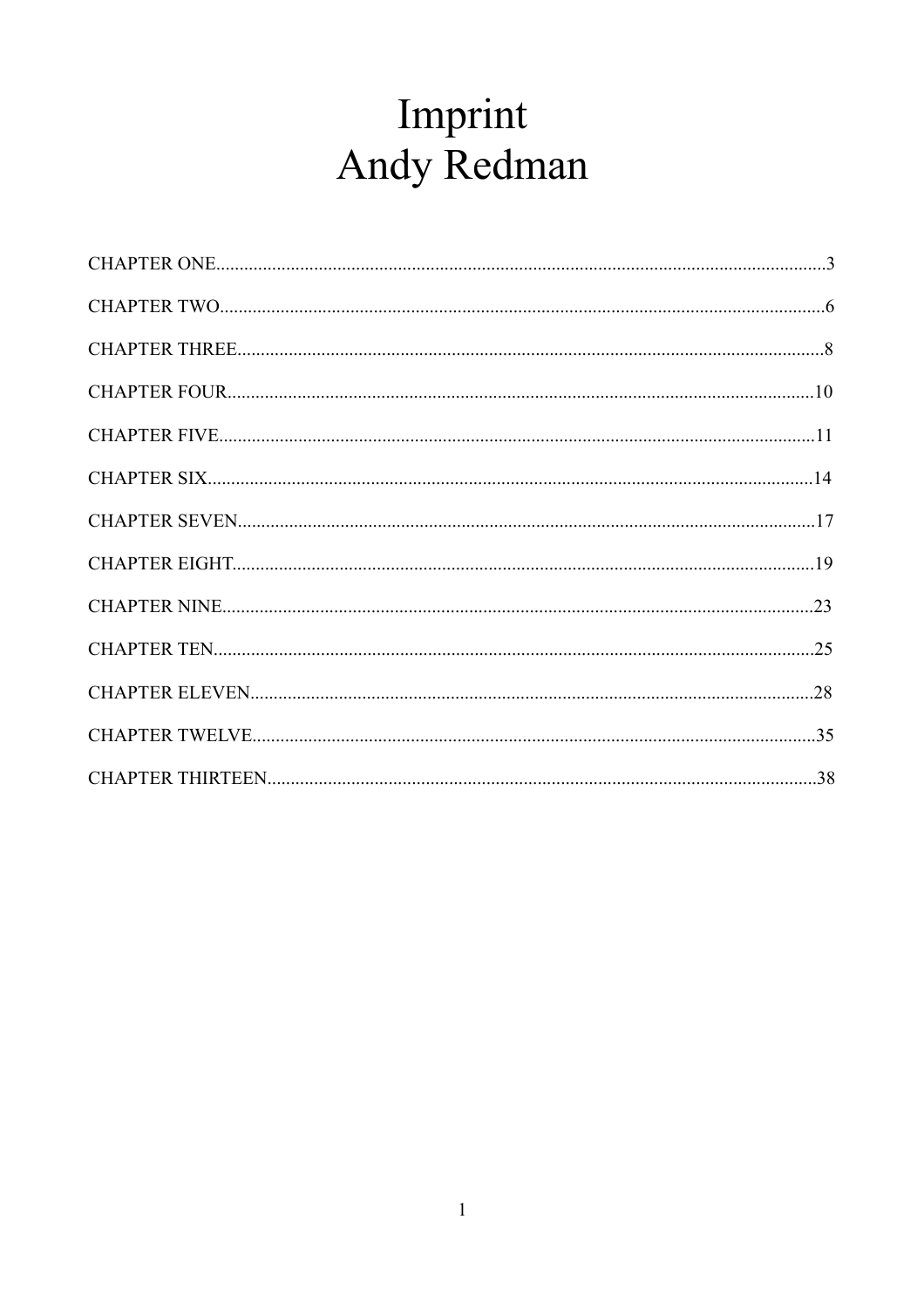# Imprint
# Andy Redman

CHAPTER ONE.....3

CHAPTER TWO.....6

CHAPTER THREE.....8

CHAPTER FOUR.....10

CHAPTER FIVE.....11

CHAPTER SIX.....14

CHAPTER SEVEN.....17

CHAPTER EIGHT.....19

CHAPTER NINE.....23

CHAPTER TEN.....25

CHAPTER ELEVEN.....28

CHAPTER TWELVE.....35

CHAPTER THIRTEEN.....38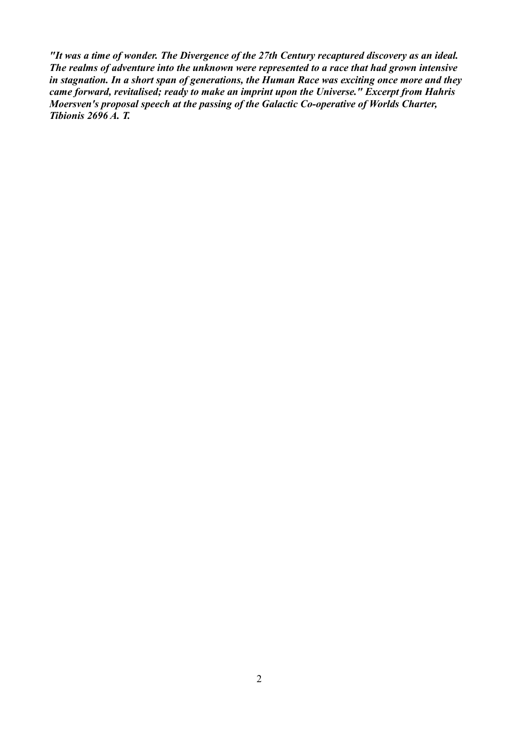***"It was a time of wonder. The Divergence of the 27th Century recaptured discovery as an ideal. The realms of adventure into the unknown were represented to a race that had grown intensive in stagnation. In a short span of generations, the Human Race was exciting once more and they came forward, revitalised; ready to make an imprint upon the Universe." Excerpt from Hahris Moersven's proposal speech at the passing of the Galactic Co-operative of Worlds Charter, Tibionis 2696 A. T.***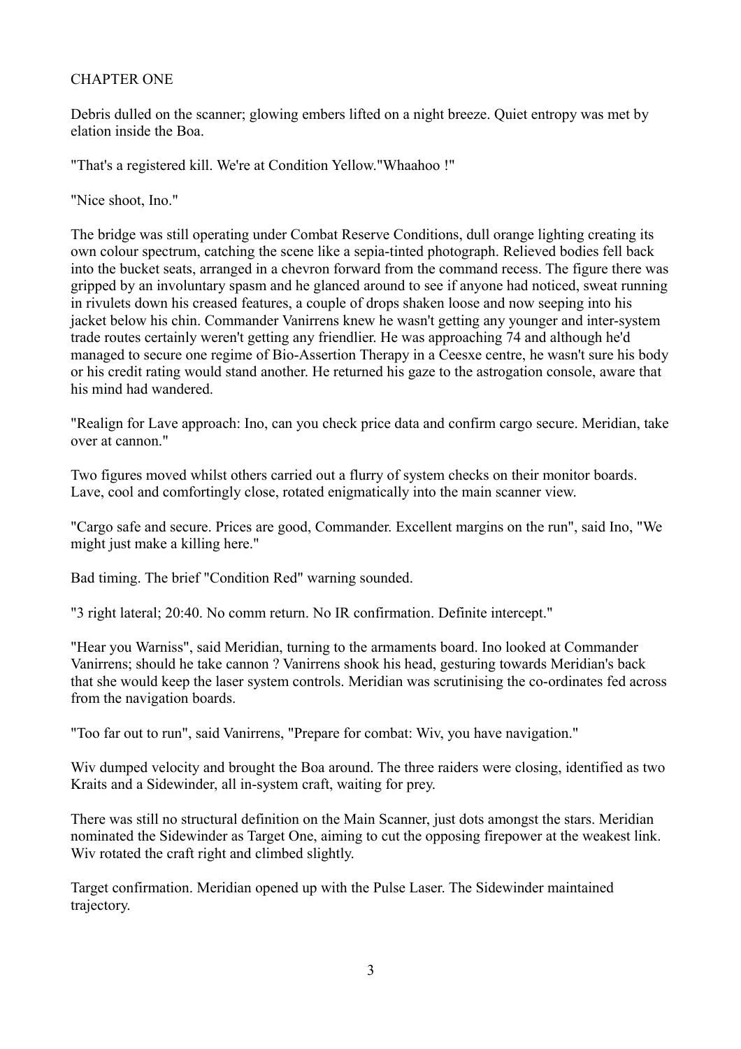# CHAPTER ONE

Debris dulled on the scanner; glowing embers lifted on a night breeze. Quiet entropy was met by elation inside the Boa.

"That's a registered kill. We're at Condition Yellow."Whaahoo !"

"Nice shoot, Ino."

The bridge was still operating under Combat Reserve Conditions, dull orange lighting creating its own colour spectrum, catching the scene like a sepia-tinted photograph. Relieved bodies fell back into the bucket seats, arranged in a chevron forward from the command recess. The figure there was gripped by an involuntary spasm and he glanced around to see if anyone had noticed, sweat running in rivulets down his creased features, a couple of drops shaken loose and now seeping into his jacket below his chin. Commander Vanirrens knew he wasn't getting any younger and inter-system trade routes certainly weren't getting any friendlier. He was approaching 74 and although he'd managed to secure one regime of Bio-Assertion Therapy in a Ceesxe centre, he wasn't sure his body or his credit rating would stand another. He returned his gaze to the astrogation console, aware that his mind had wandered.

"Realign for Lave approach: Ino, can you check price data and confirm cargo secure. Meridian, take over at cannon."

Two figures moved whilst others carried out a flurry of system checks on their monitor boards. Lave, cool and comfortingly close, rotated enigmatically into the main scanner view.

"Cargo safe and secure. Prices are good, Commander. Excellent margins on the run", said Ino, "We might just make a killing here."

Bad timing. The brief "Condition Red" warning sounded.

"3 right lateral; 20:40. No comm return. No IR confirmation. Definite intercept."

"Hear you Warniss", said Meridian, turning to the armaments board. Ino looked at Commander Vanirrens; should he take cannon ? Vanirrens shook his head, gesturing towards Meridian's back that she would keep the laser system controls. Meridian was scrutinising the co-ordinates fed across from the navigation boards.

"Too far out to run", said Vanirrens, "Prepare for combat: Wiv, you have navigation."

Wiv dumped velocity and brought the Boa around. The three raiders were closing, identified as two Kraits and a Sidewinder, all in-system craft, waiting for prey.

There was still no structural definition on the Main Scanner, just dots amongst the stars. Meridian nominated the Sidewinder as Target One, aiming to cut the opposing firepower at the weakest link. Wiv rotated the craft right and climbed slightly.

Target confirmation. Meridian opened up with the Pulse Laser. The Sidewinder maintained trajectory.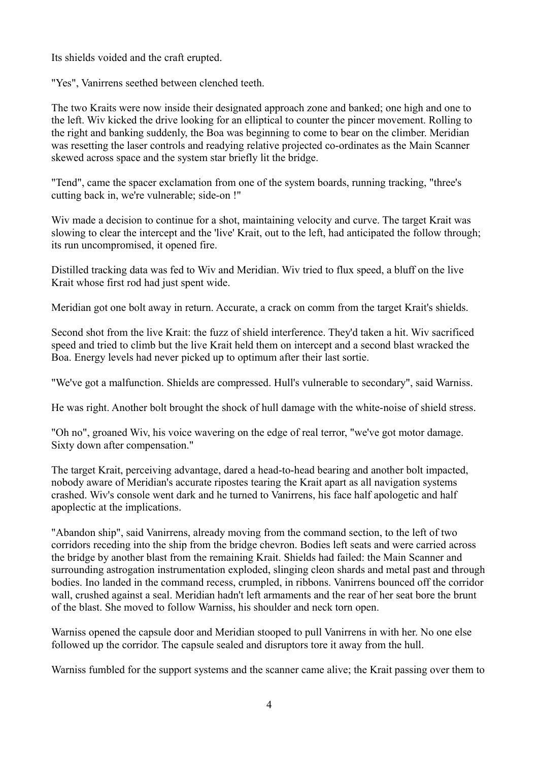Its shields voided and the craft erupted.

"Yes", Vanirrens seethed between clenched teeth.

The two Kraits were now inside their designated approach zone and banked; one high and one to the left. Wiv kicked the drive looking for an elliptical to counter the pincer movement. Rolling to the right and banking suddenly, the Boa was beginning to come to bear on the climber. Meridian was resetting the laser controls and readying relative projected co-ordinates as the Main Scanner skewed across space and the system star briefly lit the bridge.

"Tend", came the spacer exclamation from one of the system boards, running tracking, "three's cutting back in, we're vulnerable; side-on !"

Wiv made a decision to continue for a shot, maintaining velocity and curve. The target Krait was slowing to clear the intercept and the 'live' Krait, out to the left, had anticipated the follow through; its run uncompromised, it opened fire.

Distilled tracking data was fed to Wiv and Meridian. Wiv tried to flux speed, a bluff on the live Krait whose first rod had just spent wide.

Meridian got one bolt away in return. Accurate, a crack on comm from the target Krait's shields.

Second shot from the live Krait: the fuzz of shield interference. They'd taken a hit. Wiv sacrificed speed and tried to climb but the live Krait held them on intercept and a second blast wracked the Boa. Energy levels had never picked up to optimum after their last sortie.

"We've got a malfunction. Shields are compressed. Hull's vulnerable to secondary", said Warniss.

He was right. Another bolt brought the shock of hull damage with the white-noise of shield stress.

"Oh no", groaned Wiv, his voice wavering on the edge of real terror, "we've got motor damage. Sixty down after compensation."

The target Krait, perceiving advantage, dared a head-to-head bearing and another bolt impacted, nobody aware of Meridian's accurate ripostes tearing the Krait apart as all navigation systems crashed. Wiv's console went dark and he turned to Vanirrens, his face half apologetic and half apoplectic at the implications.

"Abandon ship", said Vanirrens, already moving from the command section, to the left of two corridors receding into the ship from the bridge chevron. Bodies left seats and were carried across the bridge by another blast from the remaining Krait. Shields had failed: the Main Scanner and surrounding astrogation instrumentation exploded, slinging cleon shards and metal past and through bodies. Ino landed in the command recess, crumpled, in ribbons. Vanirrens bounced off the corridor wall, crushed against a seal. Meridian hadn't left armaments and the rear of her seat bore the brunt of the blast. She moved to follow Warniss, his shoulder and neck torn open.

Warniss opened the capsule door and Meridian stooped to pull Vanirrens in with her. No one else followed up the corridor. The capsule sealed and disruptors tore it away from the hull.

Warniss fumbled for the support systems and the scanner came alive; the Krait passing over them to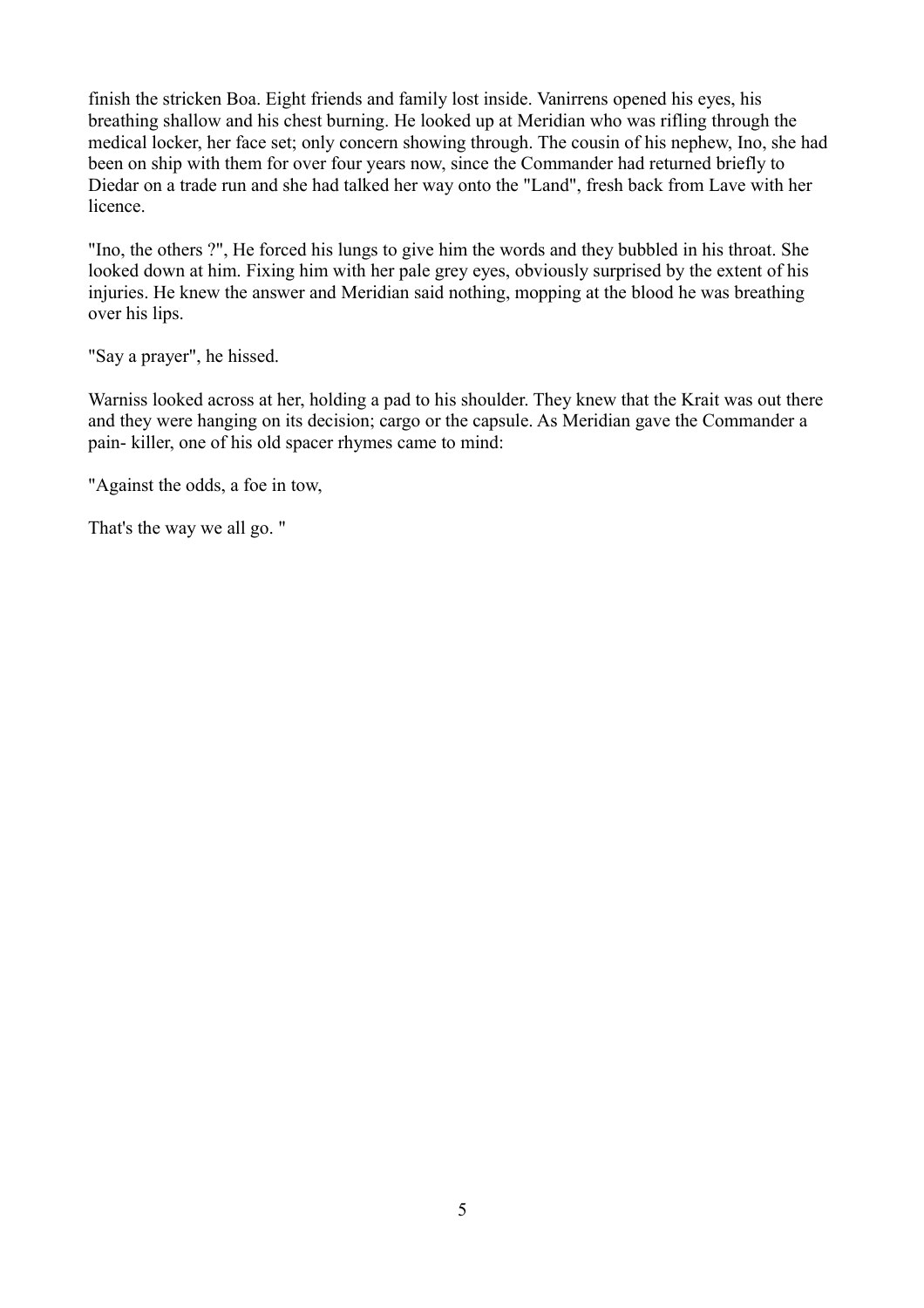finish the stricken Boa. Eight friends and family lost inside. Vanirrens opened his eyes, his breathing shallow and his chest burning. He looked up at Meridian who was rifling through the medical locker, her face set; only concern showing through. The cousin of his nephew, Ino, she had been on ship with them for over four years now, since the Commander had returned briefly to Diedar on a trade run and she had talked her way onto the "Land", fresh back from Lave with her licence.

"Ino, the others ?", He forced his lungs to give him the words and they bubbled in his throat. She looked down at him. Fixing him with her pale grey eyes, obviously surprised by the extent of his injuries. He knew the answer and Meridian said nothing, mopping at the blood he was breathing over his lips.

"Say a prayer", he hissed.

Warniss looked across at her, holding a pad to his shoulder. They knew that the Krait was out there and they were hanging on its decision; cargo or the capsule. As Meridian gave the Commander a pain- killer, one of his old spacer rhymes came to mind:

"Against the odds, a foe in tow,

That's the way we all go. "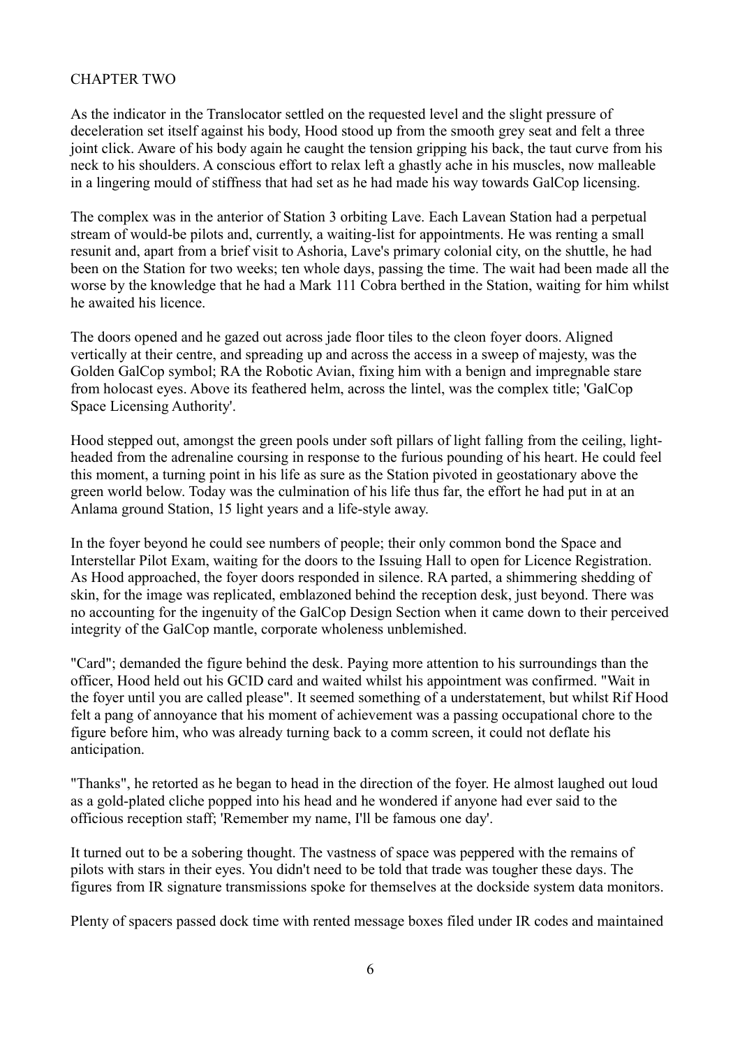## CHAPTER TWO

As the indicator in the Translocator settled on the requested level and the slight pressure of deceleration set itself against his body, Hood stood up from the smooth grey seat and felt a three joint click. Aware of his body again he caught the tension gripping his back, the taut curve from his neck to his shoulders. A conscious effort to relax left a ghastly ache in his muscles, now malleable in a lingering mould of stiffness that had set as he had made his way towards GalCop licensing.

The complex was in the anterior of Station 3 orbiting Lave. Each Lavean Station had a perpetual stream of would-be pilots and, currently, a waiting-list for appointments. He was renting a small resunit and, apart from a brief visit to Ashoria, Lave's primary colonial city, on the shuttle, he had been on the Station for two weeks; ten whole days, passing the time. The wait had been made all the worse by the knowledge that he had a Mark 111 Cobra berthed in the Station, waiting for him whilst he awaited his licence.

The doors opened and he gazed out across jade floor tiles to the cleon foyer doors. Aligned vertically at their centre, and spreading up and across the access in a sweep of majesty, was the Golden GalCop symbol; RA the Robotic Avian, fixing him with a benign and impregnable stare from holocast eyes. Above its feathered helm, across the lintel, was the complex title; 'GalCop Space Licensing Authority'.

Hood stepped out, amongst the green pools under soft pillars of light falling from the ceiling, light-headed from the adrenaline coursing in response to the furious pounding of his heart. He could feel this moment, a turning point in his life as sure as the Station pivoted in geostationary above the green world below. Today was the culmination of his life thus far, the effort he had put in at an Anlama ground Station, 15 light years and a life-style away.

In the foyer beyond he could see numbers of people; their only common bond the Space and Interstellar Pilot Exam, waiting for the doors to the Issuing Hall to open for Licence Registration. As Hood approached, the foyer doors responded in silence. RA parted, a shimmering shedding of skin, for the image was replicated, emblazoned behind the reception desk, just beyond. There was no accounting for the ingenuity of the GalCop Design Section when it came down to their perceived integrity of the GalCop mantle, corporate wholeness unblemished.

"Card"; demanded the figure behind the desk. Paying more attention to his surroundings than the officer, Hood held out his GCID card and waited whilst his appointment was confirmed. "Wait in the foyer until you are called please". It seemed something of a understatement, but whilst Rif Hood felt a pang of annoyance that his moment of achievement was a passing occupational chore to the figure before him, who was already turning back to a comm screen, it could not deflate his anticipation.

"Thanks", he retorted as he began to head in the direction of the foyer. He almost laughed out loud as a gold-plated cliche popped into his head and he wondered if anyone had ever said to the officious reception staff; 'Remember my name, I'll be famous one day'.

It turned out to be a sobering thought. The vastness of space was peppered with the remains of pilots with stars in their eyes. You didn't need to be told that trade was tougher these days. The figures from IR signature transmissions spoke for themselves at the dockside system data monitors.

Plenty of spacers passed dock time with rented message boxes filed under IR codes and maintained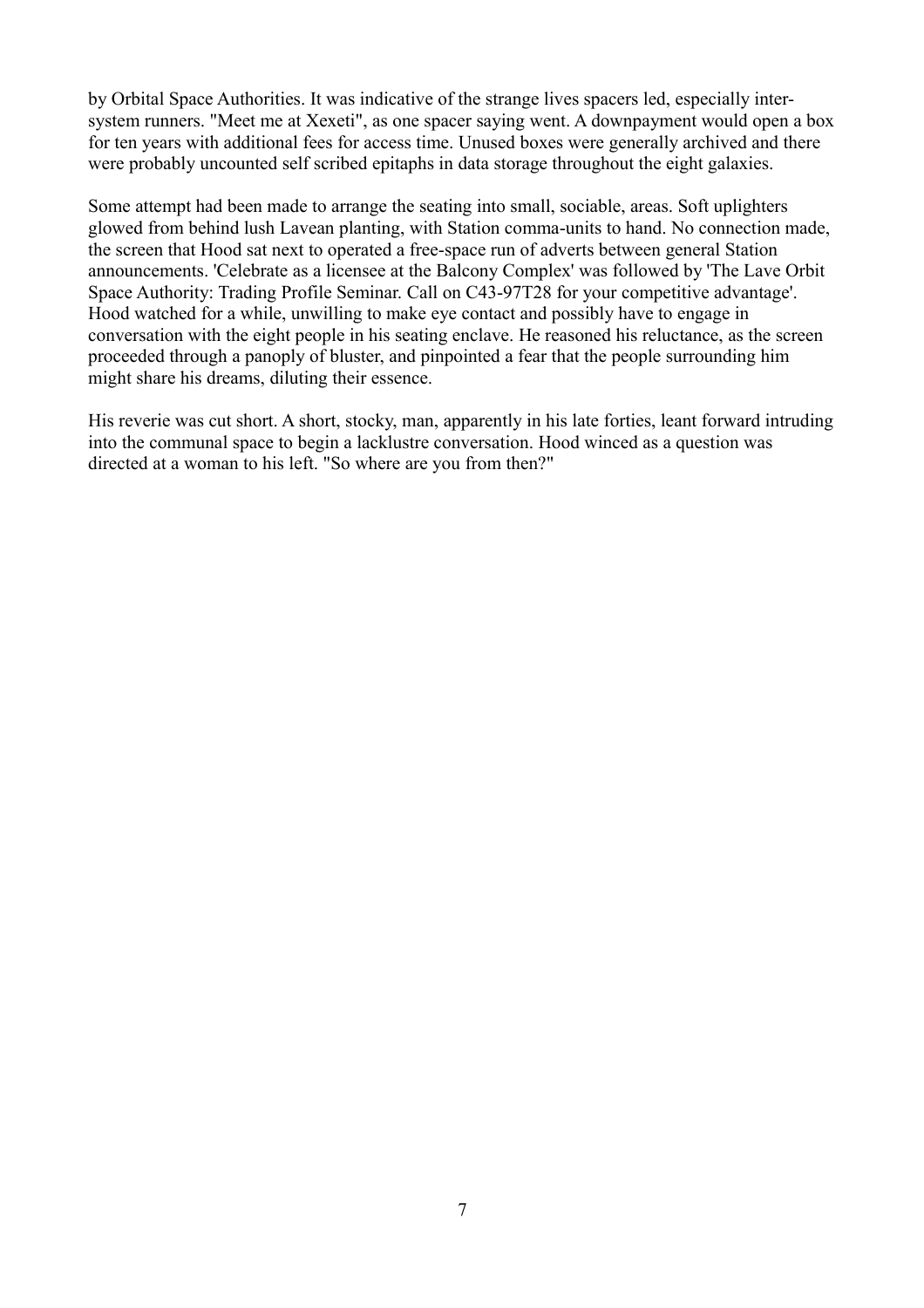by Orbital Space Authorities. It was indicative of the strange lives spacers led, especially inter-system runners. "Meet me at Xexeti", as one spacer saying went. A downpayment would open a box for ten years with additional fees for access time. Unused boxes were generally archived and there were probably uncounted self scribed epitaphs in data storage throughout the eight galaxies.

Some attempt had been made to arrange the seating into small, sociable, areas. Soft uplighters glowed from behind lush Lavean planting, with Station comma-units to hand. No connection made, the screen that Hood sat next to operated a free-space run of adverts between general Station announcements. 'Celebrate as a licensee at the Balcony Complex' was followed by 'The Lave Orbit Space Authority: Trading Profile Seminar. Call on C43-97T28 for your competitive advantage'. Hood watched for a while, unwilling to make eye contact and possibly have to engage in conversation with the eight people in his seating enclave. He reasoned his reluctance, as the screen proceeded through a panoply of bluster, and pinpointed a fear that the people surrounding him might share his dreams, diluting their essence.

His reverie was cut short. A short, stocky, man, apparently in his late forties, leant forward intruding into the communal space to begin a lacklustre conversation. Hood winced as a question was directed at a woman to his left. "So where are you from then?"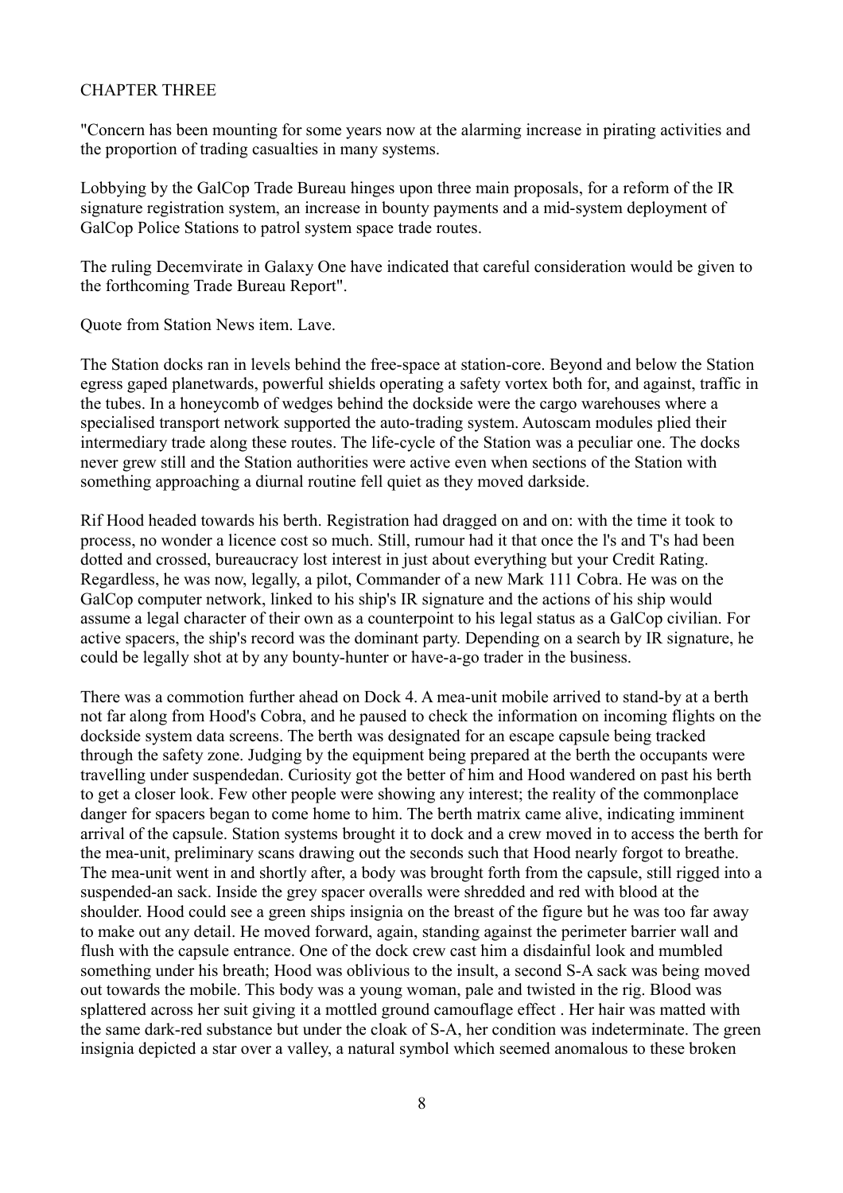## CHAPTER THREE

"Concern has been mounting for some years now at the alarming increase in pirating activities and the proportion of trading casualties in many systems.

Lobbying by the GalCop Trade Bureau hinges upon three main proposals, for a reform of the IR signature registration system, an increase in bounty payments and a mid-system deployment of GalCop Police Stations to patrol system space trade routes.

The ruling Decemvirate in Galaxy One have indicated that careful consideration would be given to the forthcoming Trade Bureau Report".

Quote from Station News item. Lave.

The Station docks ran in levels behind the free-space at station-core. Beyond and below the Station egress gaped planetwards, powerful shields operating a safety vortex both for, and against, traffic in the tubes. In a honeycomb of wedges behind the dockside were the cargo warehouses where a specialised transport network supported the auto-trading system. Autoscam modules plied their intermediary trade along these routes. The life-cycle of the Station was a peculiar one. The docks never grew still and the Station authorities were active even when sections of the Station with something approaching a diurnal routine fell quiet as they moved darkside.

Rif Hood headed towards his berth. Registration had dragged on and on: with the time it took to process, no wonder a licence cost so much. Still, rumour had it that once the I's and T's had been dotted and crossed, bureaucracy lost interest in just about everything but your Credit Rating. Regardless, he was now, legally, a pilot, Commander of a new Mark 111 Cobra. He was on the GalCop computer network, linked to his ship's IR signature and the actions of his ship would assume a legal character of their own as a counterpoint to his legal status as a GalCop civilian. For active spacers, the ship's record was the dominant party. Depending on a search by IR signature, he could be legally shot at by any bounty-hunter or have-a-go trader in the business.

There was a commotion further ahead on Dock 4. A mea-unit mobile arrived to stand-by at a berth not far along from Hood's Cobra, and he paused to check the information on incoming flights on the dockside system data screens. The berth was designated for an escape capsule being tracked through the safety zone. Judging by the equipment being prepared at the berth the occupants were travelling under suspendedan. Curiosity got the better of him and Hood wandered on past his berth to get a closer look. Few other people were showing any interest; the reality of the commonplace danger for spacers began to come home to him. The berth matrix came alive, indicating imminent arrival of the capsule. Station systems brought it to dock and a crew moved in to access the berth for the mea-unit, preliminary scans drawing out the seconds such that Hood nearly forgot to breathe. The mea-unit went in and shortly after, a body was brought forth from the capsule, still rigged into a suspended-an sack. Inside the grey spacer overalls were shredded and red with blood at the shoulder. Hood could see a green ships insignia on the breast of the figure but he was too far away to make out any detail. He moved forward, again, standing against the perimeter barrier wall and flush with the capsule entrance. One of the dock crew cast him a disdainful look and mumbled something under his breath; Hood was oblivious to the insult, a second S-A sack was being moved out towards the mobile. This body was a young woman, pale and twisted in the rig. Blood was splattered across her suit giving it a mottled ground camouflage effect . Her hair was matted with the same dark-red substance but under the cloak of S-A, her condition was indeterminate. The green insignia depicted a star over a valley, a natural symbol which seemed anomalous to these broken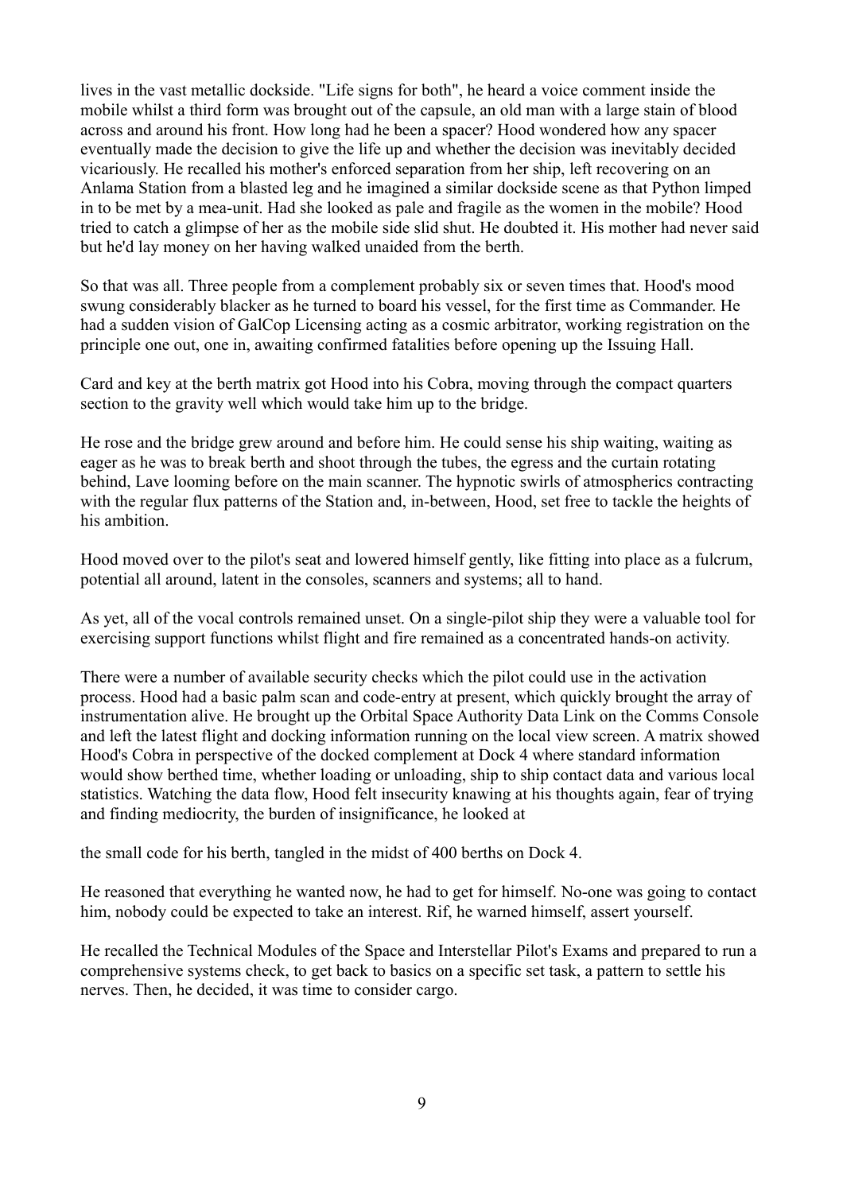lives in the vast metallic dockside. "Life signs for both", he heard a voice comment inside the mobile whilst a third form was brought out of the capsule, an old man with a large stain of blood across and around his front. How long had he been a spacer? Hood wondered how any spacer eventually made the decision to give the life up and whether the decision was inevitably decided vicariously. He recalled his mother's enforced separation from her ship, left recovering on an Anlama Station from a blasted leg and he imagined a similar dockside scene as that Python limped in to be met by a mea-unit. Had she looked as pale and fragile as the women in the mobile? Hood tried to catch a glimpse of her as the mobile side slid shut. He doubted it. His mother had never said but he'd lay money on her having walked unaided from the berth.

So that was all. Three people from a complement probably six or seven times that. Hood's mood swung considerably blacker as he turned to board his vessel, for the first time as Commander. He had a sudden vision of GalCop Licensing acting as a cosmic arbitrator, working registration on the principle one out, one in, awaiting confirmed fatalities before opening up the Issuing Hall.

Card and key at the berth matrix got Hood into his Cobra, moving through the compact quarters section to the gravity well which would take him up to the bridge.

He rose and the bridge grew around and before him. He could sense his ship waiting, waiting as eager as he was to break berth and shoot through the tubes, the egress and the curtain rotating behind, Lave looming before on the main scanner. The hypnotic swirls of atmospherics contracting with the regular flux patterns of the Station and, in-between, Hood, set free to tackle the heights of his ambition.

Hood moved over to the pilot's seat and lowered himself gently, like fitting into place as a fulcrum, potential all around, latent in the consoles, scanners and systems; all to hand.

As yet, all of the vocal controls remained unset. On a single-pilot ship they were a valuable tool for exercising support functions whilst flight and fire remained as a concentrated hands-on activity.

There were a number of available security checks which the pilot could use in the activation process. Hood had a basic palm scan and code-entry at present, which quickly brought the array of instrumentation alive. He brought up the Orbital Space Authority Data Link on the Comms Console and left the latest flight and docking information running on the local view screen. A matrix showed Hood's Cobra in perspective of the docked complement at Dock 4 where standard information would show berthed time, whether loading or unloading, ship to ship contact data and various local statistics. Watching the data flow, Hood felt insecurity knawing at his thoughts again, fear of trying and finding mediocrity, the burden of insignificance, he looked at

the small code for his berth, tangled in the midst of 400 berths on Dock 4.

He reasoned that everything he wanted now, he had to get for himself. No-one was going to contact him, nobody could be expected to take an interest. Rif, he warned himself, assert yourself.

He recalled the Technical Modules of the Space and Interstellar Pilot's Exams and prepared to run a comprehensive systems check, to get back to basics on a specific set task, a pattern to settle his nerves. Then, he decided, it was time to consider cargo.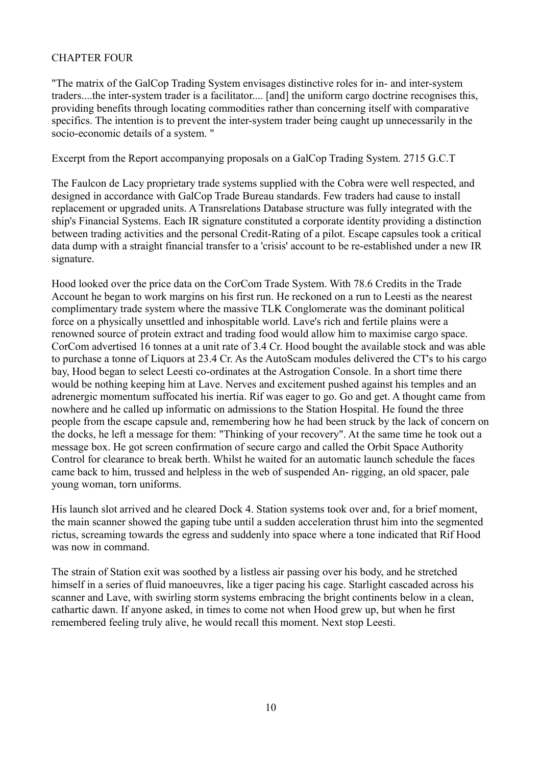# CHAPTER FOUR

"The matrix of the GalCop Trading System envisages distinctive roles for in- and inter-system traders....the inter-system trader is a facilitator.... [and] the uniform cargo doctrine recognises this, providing benefits through locating commodities rather than concerning itself with comparative specifics. The intention is to prevent the inter-system trader being caught up unnecessarily in the socio-economic details of a system. "

Excerpt from the Report accompanying proposals on a GalCop Trading System. 2715 G.C.T

The Faulcon de Lacy proprietary trade systems supplied with the Cobra were well respected, and designed in accordance with GalCop Trade Bureau standards. Few traders had cause to install replacement or upgraded units. A Transrelations Database structure was fully integrated with the ship's Financial Systems. Each IR signature constituted a corporate identity providing a distinction between trading activities and the personal Credit-Rating of a pilot. Escape capsules took a critical data dump with a straight financial transfer to a 'crisis' account to be re-established under a new IR signature.

Hood looked over the price data on the CorCom Trade System. With 78.6 Credits in the Trade Account he began to work margins on his first run. He reckoned on a run to Leesti as the nearest complimentary trade system where the massive TLK Conglomerate was the dominant political force on a physically unsettled and inhospitable world. Lave's rich and fertile plains were a renowned source of protein extract and trading food would allow him to maximise cargo space. CorCom advertised 16 tonnes at a unit rate of 3.4 Cr. Hood bought the available stock and was able to purchase a tonne of Liquors at 23.4 Cr. As the AutoScam modules delivered the CT's to his cargo bay, Hood began to select Leesti co-ordinates at the Astrogation Console. In a short time there would be nothing keeping him at Lave. Nerves and excitement pushed against his temples and an adrenergic momentum suffocated his inertia. Rif was eager to go. Go and get. A thought came from nowhere and he called up informatic on admissions to the Station Hospital. He found the three people from the escape capsule and, remembering how he had been struck by the lack of concern on the docks, he left a message for them: "Thinking of your recovery". At the same time he took out a message box. He got screen confirmation of secure cargo and called the Orbit Space Authority Control for clearance to break berth. Whilst he waited for an automatic launch schedule the faces came back to him, trussed and helpless in the web of suspended An- rigging, an old spacer, pale young woman, torn uniforms.

His launch slot arrived and he cleared Dock 4. Station systems took over and, for a brief moment, the main scanner showed the gaping tube until a sudden acceleration thrust him into the segmented rictus, screaming towards the egress and suddenly into space where a tone indicated that Rif Hood was now in command.

The strain of Station exit was soothed by a listless air passing over his body, and he stretched himself in a series of fluid manoeuvres, like a tiger pacing his cage. Starlight cascaded across his scanner and Lave, with swirling storm systems embracing the bright continents below in a clean, cathartic dawn. If anyone asked, in times to come not when Hood grew up, but when he first remembered feeling truly alive, he would recall this moment. Next stop Leesti.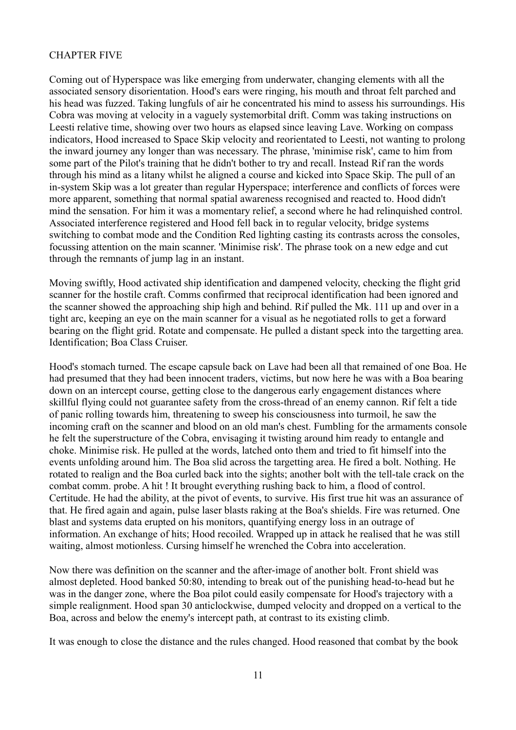# CHAPTER FIVE

Coming out of Hyperspace was like emerging from underwater, changing elements with all the associated sensory disorientation. Hood's ears were ringing, his mouth and throat felt parched and his head was fuzzed. Taking lungfuls of air he concentrated his mind to assess his surroundings. His Cobra was moving at velocity in a vaguely systemorbital drift. Comm was taking instructions on Leesti relative time, showing over two hours as elapsed since leaving Lave. Working on compass indicators, Hood increased to Space Skip velocity and reorientated to Leesti, not wanting to prolong the inward journey any longer than was necessary. The phrase, 'minimise risk', came to him from some part of the Pilot's training that he didn't bother to try and recall. Instead Rif ran the words through his mind as a litany whilst he aligned a course and kicked into Space Skip. The pull of an in-system Skip was a lot greater than regular Hyperspace; interference and conflicts of forces were more apparent, something that normal spatial awareness recognised and reacted to. Hood didn't mind the sensation. For him it was a momentary relief, a second where he had relinquished control. Associated interference registered and Hood fell back in to regular velocity, bridge systems switching to combat mode and the Condition Red lighting casting its contrasts across the consoles, focussing attention on the main scanner. 'Minimise risk'. The phrase took on a new edge and cut through the remnants of jump lag in an instant.

Moving swiftly, Hood activated ship identification and dampened velocity, checking the flight grid scanner for the hostile craft. Comms confirmed that reciprocal identification had been ignored and the scanner showed the approaching ship high and behind. Rif pulled the Mk. 111 up and over in a tight arc, keeping an eye on the main scanner for a visual as he negotiated rolls to get a forward bearing on the flight grid. Rotate and compensate. He pulled a distant speck into the targetting area. Identification; Boa Class Cruiser.

Hood's stomach turned. The escape capsule back on Lave had been all that remained of one Boa. He had presumed that they had been innocent traders, victims, but now here he was with a Boa bearing down on an intercept course, getting close to the dangerous early engagement distances where skillful flying could not guarantee safety from the cross-thread of an enemy cannon. Rif felt a tide of panic rolling towards him, threatening to sweep his consciousness into turmoil, he saw the incoming craft on the scanner and blood on an old man's chest. Fumbling for the armaments console he felt the superstructure of the Cobra, envisaging it twisting around him ready to entangle and choke. Minimise risk. He pulled at the words, latched onto them and tried to fit himself into the events unfolding around him. The Boa slid across the targetting area. He fired a bolt. Nothing. He rotated to realign and the Boa curled back into the sights; another bolt with the tell-tale crack on the combat comm. probe. A hit ! It brought everything rushing back to him, a flood of control. Certitude. He had the ability, at the pivot of events, to survive. His first true hit was an assurance of that. He fired again and again, pulse laser blasts raking at the Boa's shields. Fire was returned. One blast and systems data erupted on his monitors, quantifying energy loss in an outrage of information. An exchange of hits; Hood recoiled. Wrapped up in attack he realised that he was still waiting, almost motionless. Cursing himself he wrenched the Cobra into acceleration.

Now there was definition on the scanner and the after-image of another bolt. Front shield was almost depleted. Hood banked 50:80, intending to break out of the punishing head-to-head but he was in the danger zone, where the Boa pilot could easily compensate for Hood's trajectory with a simple realignment. Hood span 30 anticlockwise, dumped velocity and dropped on a vertical to the Boa, across and below the enemy's intercept path, at contrast to its existing climb.

It was enough to close the distance and the rules changed. Hood reasoned that combat by the book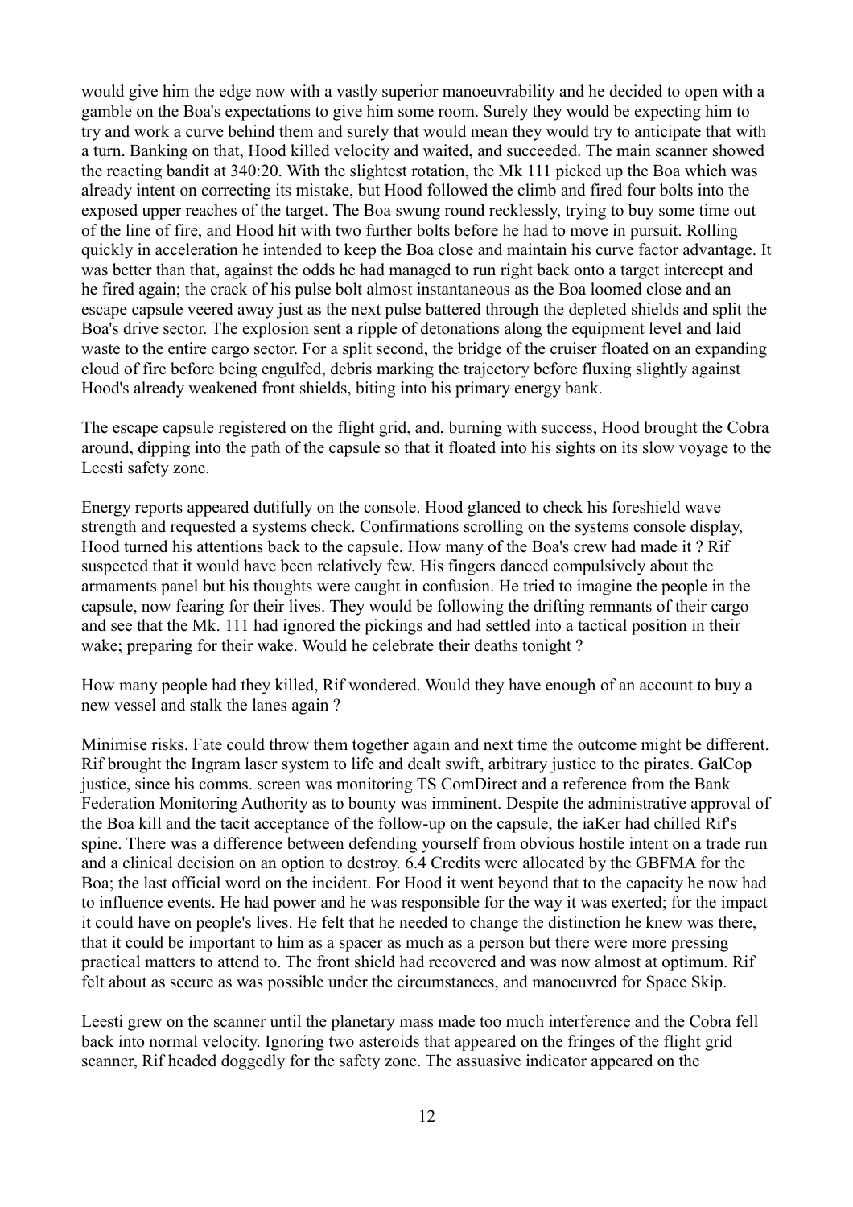would give him the edge now with a vastly superior manoeuvrability and he decided to open with a gamble on the Boa's expectations to give him some room. Surely they would be expecting him to try and work a curve behind them and surely that would mean they would try to anticipate that with a turn. Banking on that, Hood killed velocity and waited, and succeeded. The main scanner showed the reacting bandit at 340:20. With the slightest rotation, the Mk 111 picked up the Boa which was already intent on correcting its mistake, but Hood followed the climb and fired four bolts into the exposed upper reaches of the target. The Boa swung round recklessly, trying to buy some time out of the line of fire, and Hood hit with two further bolts before he had to move in pursuit. Rolling quickly in acceleration he intended to keep the Boa close and maintain his curve factor advantage. It was better than that, against the odds he had managed to run right back onto a target intercept and he fired again; the crack of his pulse bolt almost instantaneous as the Boa loomed close and an escape capsule veered away just as the next pulse battered through the depleted shields and split the Boa's drive sector. The explosion sent a ripple of detonations along the equipment level and laid waste to the entire cargo sector. For a split second, the bridge of the cruiser floated on an expanding cloud of fire before being engulfed, debris marking the trajectory before fluxing slightly against Hood's already weakened front shields, biting into his primary energy bank.

The escape capsule registered on the flight grid, and, burning with success, Hood brought the Cobra around, dipping into the path of the capsule so that it floated into his sights on its slow voyage to the Leesti safety zone.

Energy reports appeared dutifully on the console. Hood glanced to check his foreshield wave strength and requested a systems check. Confirmations scrolling on the systems console display, Hood turned his attentions back to the capsule. How many of the Boa's crew had made it ? Rif suspected that it would have been relatively few. His fingers danced compulsively about the armaments panel but his thoughts were caught in confusion. He tried to imagine the people in the capsule, now fearing for their lives. They would be following the drifting remnants of their cargo and see that the Mk. 111 had ignored the pickings and had settled into a tactical position in their wake; preparing for their wake. Would he celebrate their deaths tonight ?

How many people had they killed, Rif wondered. Would they have enough of an account to buy a new vessel and stalk the lanes again ?

Minimise risks. Fate could throw them together again and next time the outcome might be different. Rif brought the Ingram laser system to life and dealt swift, arbitrary justice to the pirates. GalCop justice, since his comms. screen was monitoring TS ComDirect and a reference from the Bank Federation Monitoring Authority as to bounty was imminent. Despite the administrative approval of the Boa kill and the tacit acceptance of the follow-up on the capsule, the iaKer had chilled Rif's spine. There was a difference between defending yourself from obvious hostile intent on a trade run and a clinical decision on an option to destroy. 6.4 Credits were allocated by the GBFMA for the Boa; the last official word on the incident. For Hood it went beyond that to the capacity he now had to influence events. He had power and he was responsible for the way it was exerted; for the impact it could have on people's lives. He felt that he needed to change the distinction he knew was there, that it could be important to him as a spacer as much as a person but there were more pressing practical matters to attend to. The front shield had recovered and was now almost at optimum. Rif felt about as secure as was possible under the circumstances, and manoeuvred for Space Skip.

Leesti grew on the scanner until the planetary mass made too much interference and the Cobra fell back into normal velocity. Ignoring two asteroids that appeared on the fringes of the flight grid scanner, Rif headed doggedly for the safety zone. The assuasive indicator appeared on the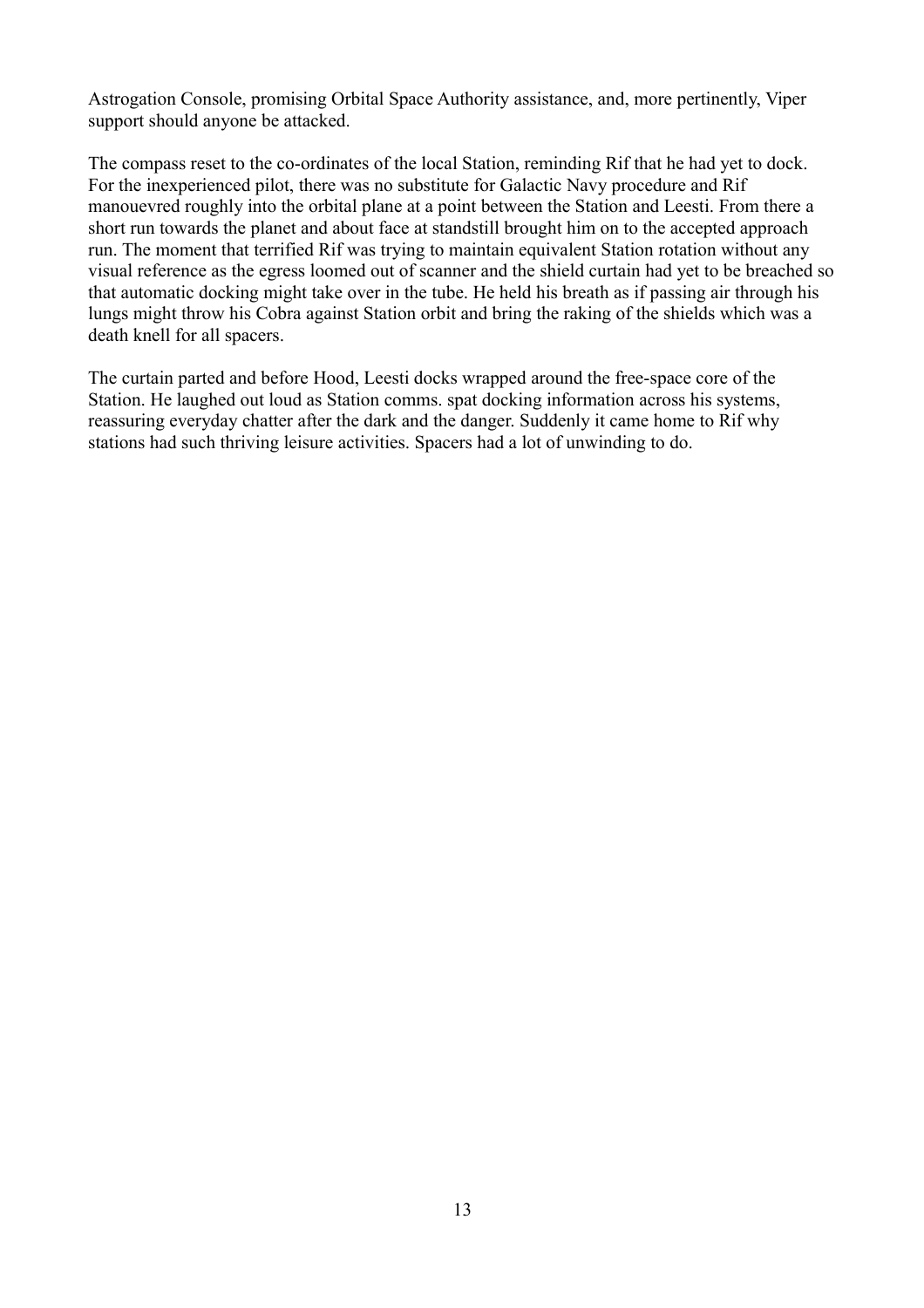Astrogation Console, promising Orbital Space Authority assistance, and, more pertinently, Viper support should anyone be attacked.

The compass reset to the co-ordinates of the local Station, reminding Rif that he had yet to dock. For the inexperienced pilot, there was no substitute for Galactic Navy procedure and Rif manouevred roughly into the orbital plane at a point between the Station and Leesti. From there a short run towards the planet and about face at standstill brought him on to the accepted approach run. The moment that terrified Rif was trying to maintain equivalent Station rotation without any visual reference as the egress loomed out of scanner and the shield curtain had yet to be breached so that automatic docking might take over in the tube. He held his breath as if passing air through his lungs might throw his Cobra against Station orbit and bring the raking of the shields which was a death knell for all spacers.

The curtain parted and before Hood, Leesti docks wrapped around the free-space core of the Station. He laughed out loud as Station comms. spat docking information across his systems, reassuring everyday chatter after the dark and the danger. Suddenly it came home to Rif why stations had such thriving leisure activities. Spacers had a lot of unwinding to do.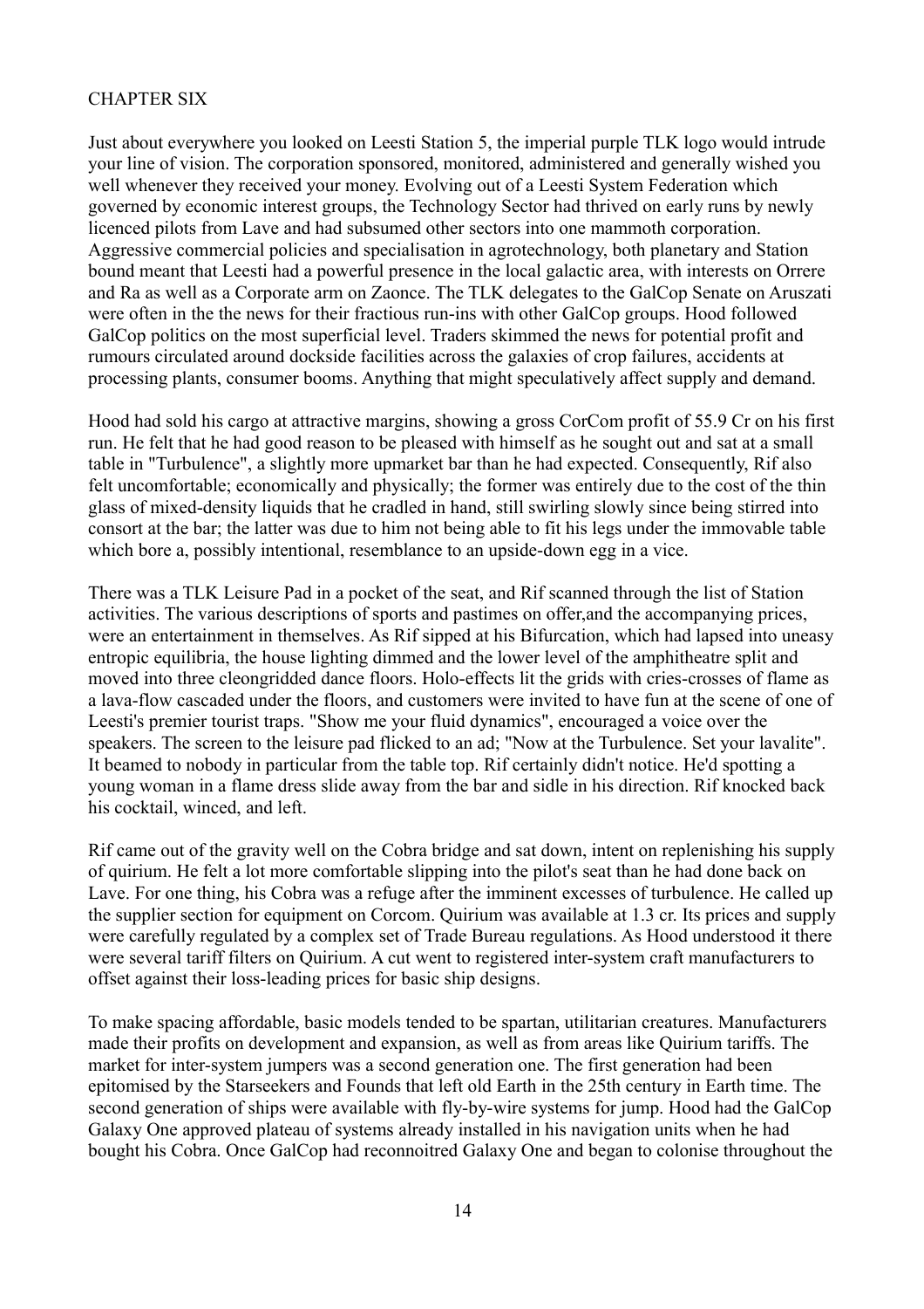CHAPTER SIX

Just about everywhere you looked on Leesti Station 5, the imperial purple TLK logo would intrude your line of vision. The corporation sponsored, monitored, administered and generally wished you well whenever they received your money. Evolving out of a Leesti System Federation which governed by economic interest groups, the Technology Sector had thrived on early runs by newly licenced pilots from Lave and had subsumed other sectors into one mammoth corporation. Aggressive commercial policies and specialisation in agrotechnology, both planetary and Station bound meant that Leesti had a powerful presence in the local galactic area, with interests on Orrere and Ra as well as a Corporate arm on Zaonce. The TLK delegates to the GalCop Senate on Aruszati were often in the the news for their fractious run-ins with other GalCop groups. Hood followed GalCop politics on the most superficial level. Traders skimmed the news for potential profit and rumours circulated around dockside facilities across the galaxies of crop failures, accidents at processing plants, consumer booms. Anything that might speculatively affect supply and demand.

Hood had sold his cargo at attractive margins, showing a gross CorCom profit of 55.9 Cr on his first run. He felt that he had good reason to be pleased with himself as he sought out and sat at a small table in "Turbulence", a slightly more upmarket bar than he had expected. Consequently, Rif also felt uncomfortable; economically and physically; the former was entirely due to the cost of the thin glass of mixed-density liquids that he cradled in hand, still swirling slowly since being stirred into consort at the bar; the latter was due to him not being able to fit his legs under the immovable table which bore a, possibly intentional, resemblance to an upside-down egg in a vice.

There was a TLK Leisure Pad in a pocket of the seat, and Rif scanned through the list of Station activities. The various descriptions of sports and pastimes on offer,and the accompanying prices, were an entertainment in themselves. As Rif sipped at his Bifurcation, which had lapsed into uneasy entropic equilibria, the house lighting dimmed and the lower level of the amphitheatre split and moved into three cleongridded dance floors. Holo-effects lit the grids with cries-crosses of flame as a lava-flow cascaded under the floors, and customers were invited to have fun at the scene of one of Leesti's premier tourist traps. "Show me your fluid dynamics", encouraged a voice over the speakers. The screen to the leisure pad flicked to an ad; "Now at the Turbulence. Set your lavalite". It beamed to nobody in particular from the table top. Rif certainly didn't notice. He'd spotting a young woman in a flame dress slide away from the bar and sidle in his direction. Rif knocked back his cocktail, winced, and left.

Rif came out of the gravity well on the Cobra bridge and sat down, intent on replenishing his supply of quirium. He felt a lot more comfortable slipping into the pilot's seat than he had done back on Lave. For one thing, his Cobra was a refuge after the imminent excesses of turbulence. He called up the supplier section for equipment on Corcom. Quirium was available at 1.3 cr. Its prices and supply were carefully regulated by a complex set of Trade Bureau regulations. As Hood understood it there were several tariff filters on Quirium. A cut went to registered inter-system craft manufacturers to offset against their loss-leading prices for basic ship designs.

To make spacing affordable, basic models tended to be spartan, utilitarian creatures. Manufacturers made their profits on development and expansion, as well as from areas like Quirium tariffs. The market for inter-system jumpers was a second generation one. The first generation had been epitomised by the Starseekers and Founds that left old Earth in the 25th century in Earth time. The second generation of ships were available with fly-by-wire systems for jump. Hood had the GalCop Galaxy One approved plateau of systems already installed in his navigation units when he had bought his Cobra. Once GalCop had reconnoitred Galaxy One and began to colonise throughout the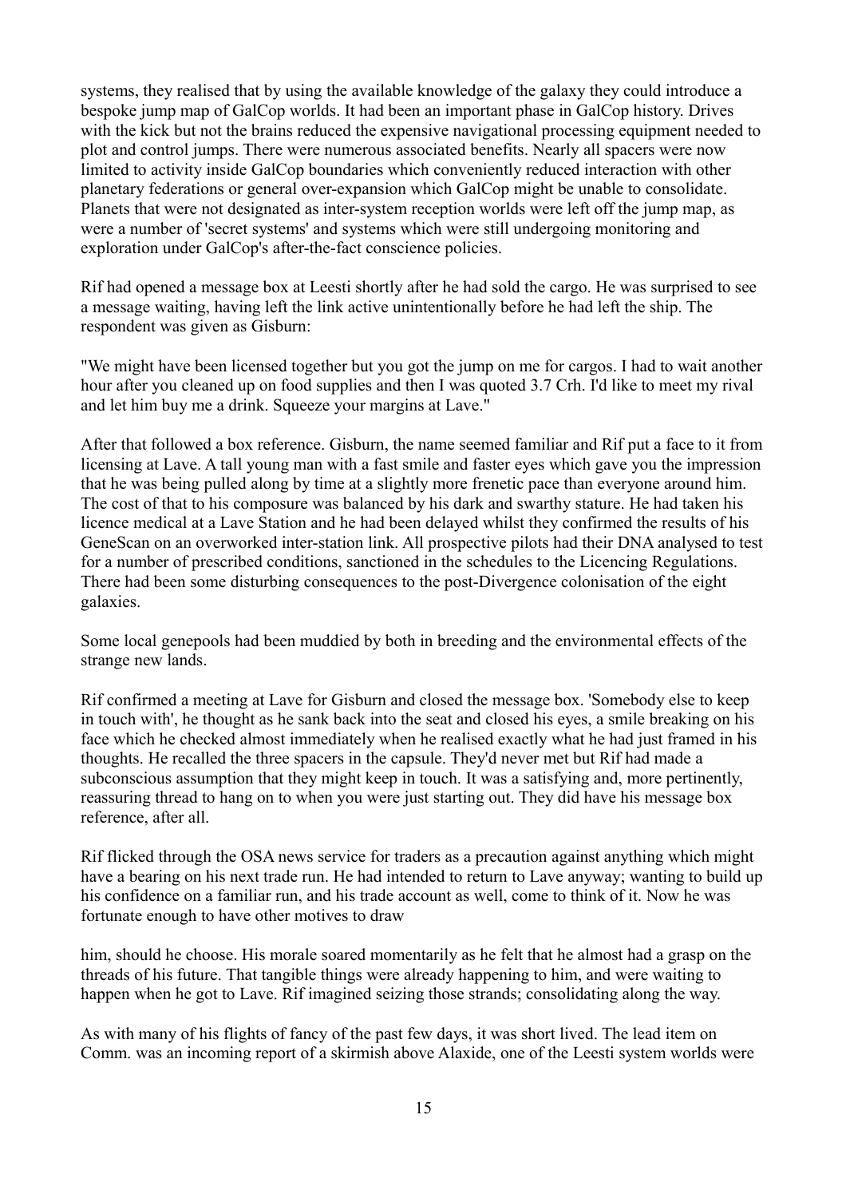systems, they realised that by using the available knowledge of the galaxy they could introduce a bespoke jump map of GalCop worlds. It had been an important phase in GalCop history. Drives with the kick but not the brains reduced the expensive navigational processing equipment needed to plot and control jumps. There were numerous associated benefits. Nearly all spacers were now limited to activity inside GalCop boundaries which conveniently reduced interaction with other planetary federations or general over-expansion which GalCop might be unable to consolidate. Planets that were not designated as inter-system reception worlds were left off the jump map, as were a number of 'secret systems' and systems which were still undergoing monitoring and exploration under GalCop's after-the-fact conscience policies.

Rif had opened a message box at Leesti shortly after he had sold the cargo. He was surprised to see a message waiting, having left the link active unintentionally before he had left the ship. The respondent was given as Gisburn:

"We might have been licensed together but you got the jump on me for cargos. I had to wait another hour after you cleaned up on food supplies and then I was quoted 3.7 Crh. I'd like to meet my rival and let him buy me a drink. Squeeze your margins at Lave."

After that followed a box reference. Gisburn, the name seemed familiar and Rif put a face to it from licensing at Lave. A tall young man with a fast smile and faster eyes which gave you the impression that he was being pulled along by time at a slightly more frenetic pace than everyone around him. The cost of that to his composure was balanced by his dark and swarthy stature. He had taken his licence medical at a Lave Station and he had been delayed whilst they confirmed the results of his GeneScan on an overworked inter-station link. All prospective pilots had their DNA analysed to test for a number of prescribed conditions, sanctioned in the schedules to the Licencing Regulations. There had been some disturbing consequences to the post-Divergence colonisation of the eight galaxies.

Some local genepools had been muddied by both in breeding and the environmental effects of the strange new lands.

Rif confirmed a meeting at Lave for Gisburn and closed the message box. 'Somebody else to keep in touch with', he thought as he sank back into the seat and closed his eyes, a smile breaking on his face which he checked almost immediately when he realised exactly what he had just framed in his thoughts. He recalled the three spacers in the capsule. They'd never met but Rif had made a subconscious assumption that they might keep in touch. It was a satisfying and, more pertinently, reassuring thread to hang on to when you were just starting out. They did have his message box reference, after all.

Rif flicked through the OSA news service for traders as a precaution against anything which might have a bearing on his next trade run. He had intended to return to Lave anyway; wanting to build up his confidence on a familiar run, and his trade account as well, come to think of it. Now he was fortunate enough to have other motives to draw him, should he choose. His morale soared momentarily as he felt that he almost had a grasp on the threads of his future. That tangible things were already happening to him, and were waiting to happen when he got to Lave. Rif imagined seizing those strands; consolidating along the way.

As with many of his flights of fancy of the past few days, it was short lived. The lead item on Comm. was an incoming report of a skirmish above Alaxide, one of the Leesti system worlds were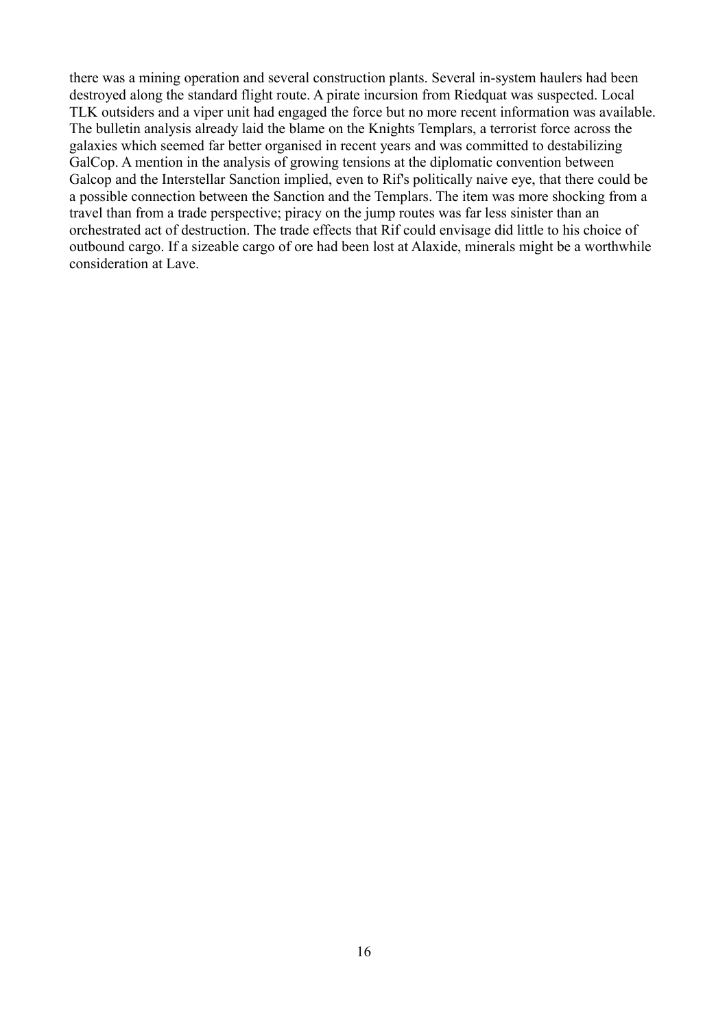there was a mining operation and several construction plants. Several in-system haulers had been destroyed along the standard flight route. A pirate incursion from Riedquat was suspected. Local TLK outsiders and a viper unit had engaged the force but no more recent information was available. The bulletin analysis already laid the blame on the Knights Templars, a terrorist force across the galaxies which seemed far better organised in recent years and was committed to destabilizing GalCop. A mention in the analysis of growing tensions at the diplomatic convention between Galcop and the Interstellar Sanction implied, even to Rif's politically naive eye, that there could be a possible connection between the Sanction and the Templars. The item was more shocking from a travel than from a trade perspective; piracy on the jump routes was far less sinister than an orchestrated act of destruction. The trade effects that Rif could envisage did little to his choice of outbound cargo. If a sizeable cargo of ore had been lost at Alaxide, minerals might be a worthwhile consideration at Lave.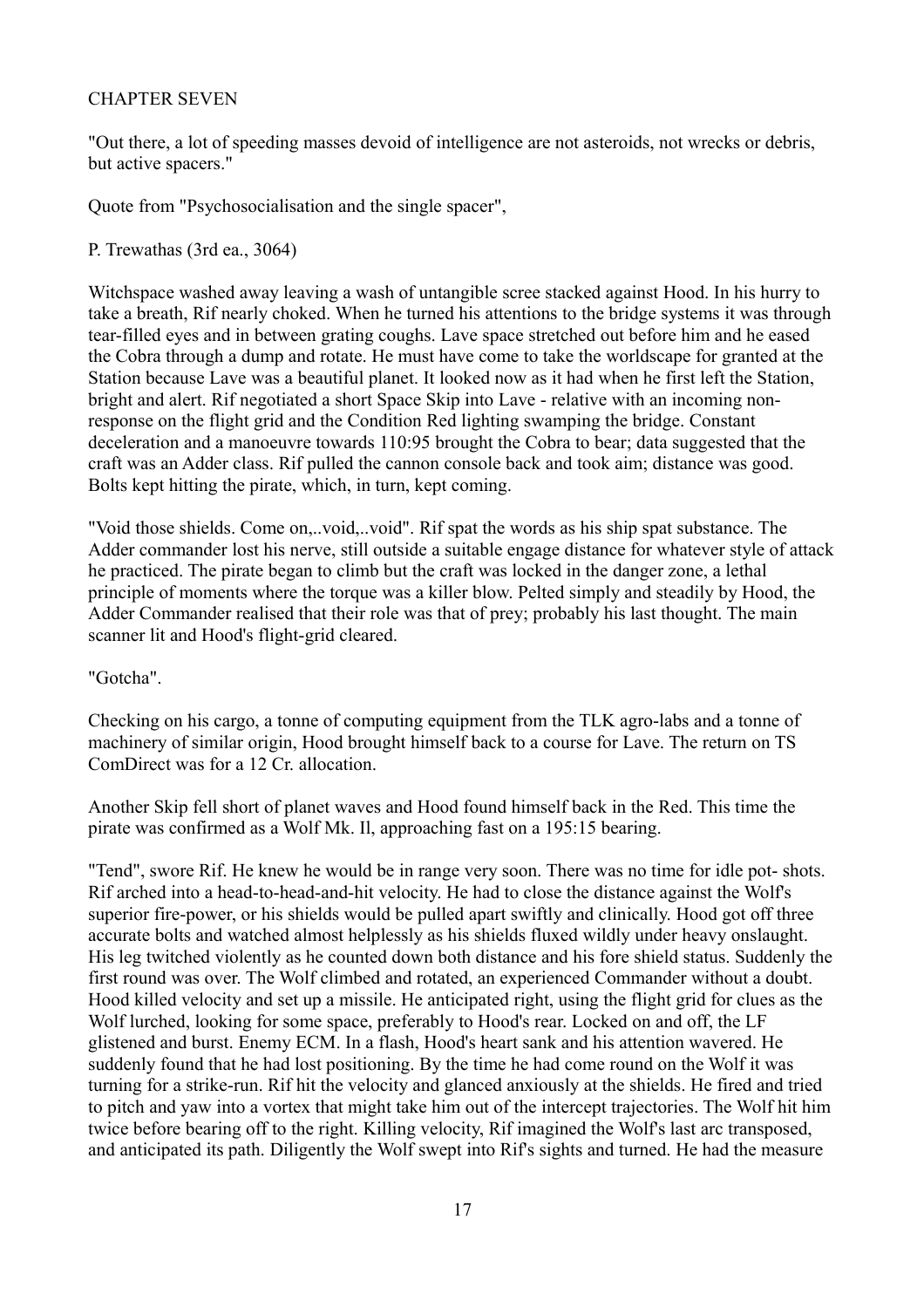# CHAPTER SEVEN

"Out there, a lot of speeding masses devoid of intelligence are not asteroids, not wrecks or debris, but active spacers."

Quote from "Psychosocialisation and the single spacer",

P. Trewathas (3rd ea., 3064)

Witchspace washed away leaving a wash of untangible scree stacked against Hood. In his hurry to take a breath, Rif nearly choked. When he turned his attentions to the bridge systems it was through tear-filled eyes and in between grating coughs. Lave space stretched out before him and he eased the Cobra through a dump and rotate. He must have come to take the worldscape for granted at the Station because Lave was a beautiful planet. It looked now as it had when he first left the Station, bright and alert. Rif negotiated a short Space Skip into Lave - relative with an incoming non-response on the flight grid and the Condition Red lighting swamping the bridge. Constant deceleration and a manoeuvre towards 110:95 brought the Cobra to bear; data suggested that the craft was an Adder class. Rif pulled the cannon console back and took aim; distance was good. Bolts kept hitting the pirate, which, in turn, kept coming.

"Void those shields. Come on,..void,..void". Rif spat the words as his ship spat substance. The Adder commander lost his nerve, still outside a suitable engage distance for whatever style of attack he practiced. The pirate began to climb but the craft was locked in the danger zone, a lethal principle of moments where the torque was a killer blow. Pelted simply and steadily by Hood, the Adder Commander realised that their role was that of prey; probably his last thought. The main scanner lit and Hood's flight-grid cleared.

"Gotcha".

Checking on his cargo, a tonne of computing equipment from the TLK agro-labs and a tonne of machinery of similar origin, Hood brought himself back to a course for Lave. The return on TS ComDirect was for a 12 Cr. allocation.

Another Skip fell short of planet waves and Hood found himself back in the Red. This time the pirate was confirmed as a Wolf Mk. Il, approaching fast on a 195:15 bearing.

"Tend", swore Rif. He knew he would be in range very soon. There was no time for idle pot- shots. Rif arched into a head-to-head-and-hit velocity. He had to close the distance against the Wolf's superior fire-power, or his shields would be pulled apart swiftly and clinically. Hood got off three accurate bolts and watched almost helplessly as his shields fluxed wildly under heavy onslaught. His leg twitched violently as he counted down both distance and his fore shield status. Suddenly the first round was over. The Wolf climbed and rotated, an experienced Commander without a doubt. Hood killed velocity and set up a missile. He anticipated right, using the flight grid for clues as the Wolf lurched, looking for some space, preferably to Hood's rear. Locked on and off, the LF glistened and burst. Enemy ECM. In a flash, Hood's heart sank and his attention wavered. He suddenly found that he had lost positioning. By the time he had come round on the Wolf it was turning for a strike-run. Rif hit the velocity and glanced anxiously at the shields. He fired and tried to pitch and yaw into a vortex that might take him out of the intercept trajectories. The Wolf hit him twice before bearing off to the right. Killing velocity, Rif imagined the Wolf's last arc transposed, and anticipated its path. Diligently the Wolf swept into Rif's sights and turned. He had the measure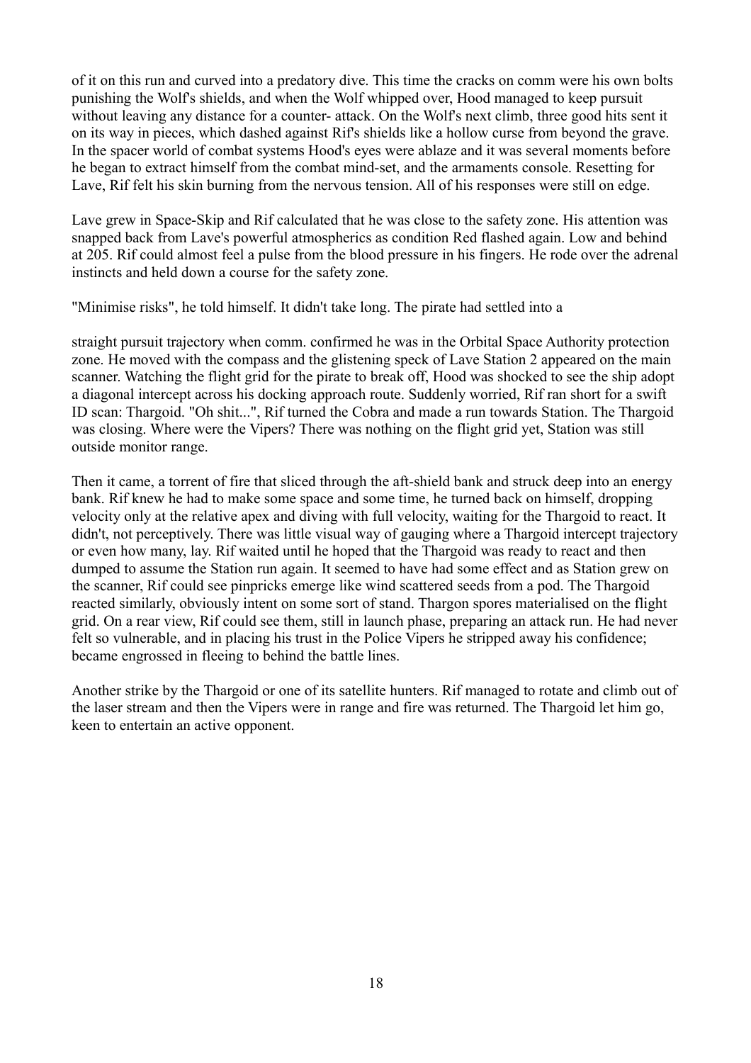of it on this run and curved into a predatory dive. This time the cracks on comm were his own bolts punishing the Wolf's shields, and when the Wolf whipped over, Hood managed to keep pursuit without leaving any distance for a counter- attack. On the Wolf's next climb, three good hits sent it on its way in pieces, which dashed against Rif's shields like a hollow curse from beyond the grave. In the spacer world of combat systems Hood's eyes were ablaze and it was several moments before he began to extract himself from the combat mind-set, and the armaments console. Resetting for Lave, Rif felt his skin burning from the nervous tension. All of his responses were still on edge.

Lave grew in Space-Skip and Rif calculated that he was close to the safety zone. His attention was snapped back from Lave's powerful atmospherics as condition Red flashed again. Low and behind at 205. Rif could almost feel a pulse from the blood pressure in his fingers. He rode over the adrenal instincts and held down a course for the safety zone.

"Minimise risks", he told himself. It didn't take long. The pirate had settled into a

straight pursuit trajectory when comm. confirmed he was in the Orbital Space Authority protection zone. He moved with the compass and the glistening speck of Lave Station 2 appeared on the main scanner. Watching the flight grid for the pirate to break off, Hood was shocked to see the ship adopt a diagonal intercept across his docking approach route. Suddenly worried, Rif ran short for a swift ID scan: Thargoid. "Oh shit...", Rif turned the Cobra and made a run towards Station. The Thargoid was closing. Where were the Vipers? There was nothing on the flight grid yet, Station was still outside monitor range.

Then it came, a torrent of fire that sliced through the aft-shield bank and struck deep into an energy bank. Rif knew he had to make some space and some time, he turned back on himself, dropping velocity only at the relative apex and diving with full velocity, waiting for the Thargoid to react. It didn't, not perceptively. There was little visual way of gauging where a Thargoid intercept trajectory or even how many, lay. Rif waited until he hoped that the Thargoid was ready to react and then dumped to assume the Station run again. It seemed to have had some effect and as Station grew on the scanner, Rif could see pinpricks emerge like wind scattered seeds from a pod. The Thargoid reacted similarly, obviously intent on some sort of stand. Thargon spores materialised on the flight grid. On a rear view, Rif could see them, still in launch phase, preparing an attack run. He had never felt so vulnerable, and in placing his trust in the Police Vipers he stripped away his confidence; became engrossed in fleeing to behind the battle lines.

Another strike by the Thargoid or one of its satellite hunters. Rif managed to rotate and climb out of the laser stream and then the Vipers were in range and fire was returned. The Thargoid let him go, keen to entertain an active opponent.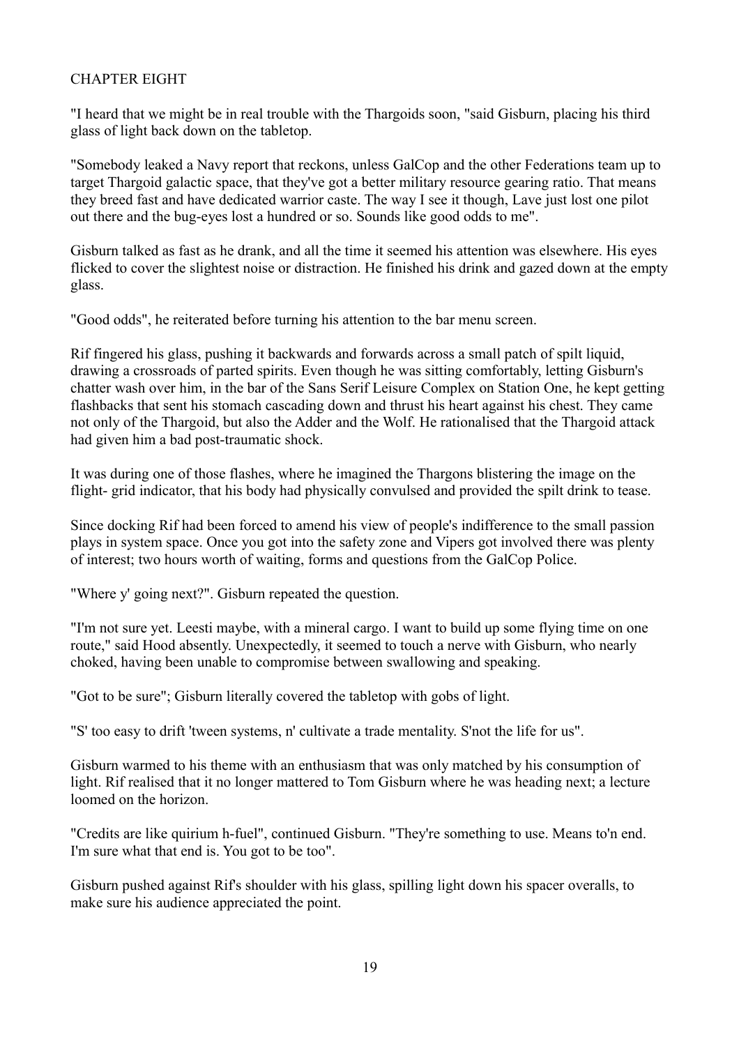## CHAPTER EIGHT

"I heard that we might be in real trouble with the Thargoids soon, "said Gisburn, placing his third glass of light back down on the tabletop.

"Somebody leaked a Navy report that reckons, unless GalCop and the other Federations team up to target Thargoid galactic space, that they've got a better military resource gearing ratio. That means they breed fast and have dedicated warrior caste. The way I see it though, Lave just lost one pilot out there and the bug-eyes lost a hundred or so. Sounds like good odds to me".

Gisburn talked as fast as he drank, and all the time it seemed his attention was elsewhere. His eyes flicked to cover the slightest noise or distraction. He finished his drink and gazed down at the empty glass.

"Good odds", he reiterated before turning his attention to the bar menu screen.

Rif fingered his glass, pushing it backwards and forwards across a small patch of spilt liquid, drawing a crossroads of parted spirits. Even though he was sitting comfortably, letting Gisburn's chatter wash over him, in the bar of the Sans Serif Leisure Complex on Station One, he kept getting flashbacks that sent his stomach cascading down and thrust his heart against his chest. They came not only of the Thargoid, but also the Adder and the Wolf. He rationalised that the Thargoid attack had given him a bad post-traumatic shock.

It was during one of those flashes, where he imagined the Thargons blistering the image on the flight- grid indicator, that his body had physically convulsed and provided the spilt drink to tease.

Since docking Rif had been forced to amend his view of people's indifference to the small passion plays in system space. Once you got into the safety zone and Vipers got involved there was plenty of interest; two hours worth of waiting, forms and questions from the GalCop Police.

"Where y' going next?". Gisburn repeated the question.

"I'm not sure yet. Leesti maybe, with a mineral cargo. I want to build up some flying time on one route," said Hood absently. Unexpectedly, it seemed to touch a nerve with Gisburn, who nearly choked, having been unable to compromise between swallowing and speaking.

"Got to be sure"; Gisburn literally covered the tabletop with gobs of light.

"S' too easy to drift 'tween systems, n' cultivate a trade mentality. S'not the life for us".

Gisburn warmed to his theme with an enthusiasm that was only matched by his consumption of light. Rif realised that it no longer mattered to Tom Gisburn where he was heading next; a lecture loomed on the horizon.

"Credits are like quirium h-fuel", continued Gisburn. "They're something to use. Means to'n end. I'm sure what that end is. You got to be too".

Gisburn pushed against Rif's shoulder with his glass, spilling light down his spacer overalls, to make sure his audience appreciated the point.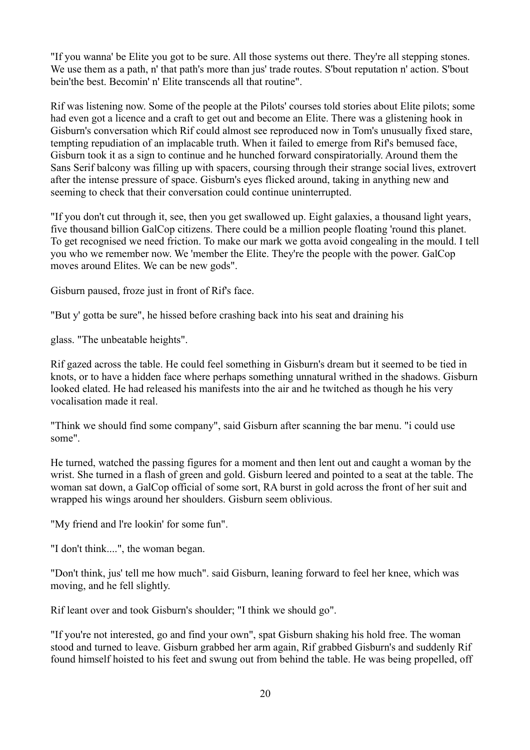"If you wanna' be Elite you got to be sure. All those systems out there. They're all stepping stones. We use them as a path, n' that path's more than jus' trade routes. S'bout reputation n' action. S'bout bein'the best. Becomin' n' Elite transcends all that routine".

Rif was listening now. Some of the people at the Pilots' courses told stories about Elite pilots; some had even got a licence and a craft to get out and become an Elite. There was a glistening hook in Gisburn's conversation which Rif could almost see reproduced now in Tom's unusually fixed stare, tempting repudiation of an implacable truth. When it failed to emerge from Rif's bemused face, Gisburn took it as a sign to continue and he hunched forward conspiratorially. Around them the Sans Serif balcony was filling up with spacers, coursing through their strange social lives, extrovert after the intense pressure of space. Gisburn's eyes flicked around, taking in anything new and seeming to check that their conversation could continue uninterrupted.

"If you don't cut through it, see, then you get swallowed up. Eight galaxies, a thousand light years, five thousand billion GalCop citizens. There could be a million people floating 'round this planet. To get recognised we need friction. To make our mark we gotta avoid congealing in the mould. I tell you who we remember now. We 'member the Elite. They're the people with the power. GalCop moves around Elites. We can be new gods".

Gisburn paused, froze just in front of Rif's face.

"But y' gotta be sure", he hissed before crashing back into his seat and draining his

glass. "The unbeatable heights".

Rif gazed across the table. He could feel something in Gisburn's dream but it seemed to be tied in knots, or to have a hidden face where perhaps something unnatural writhed in the shadows. Gisburn looked elated. He had released his manifests into the air and he twitched as though he his very vocalisation made it real.

"Think we should find some company", said Gisburn after scanning the bar menu. "i could use some".

He turned, watched the passing figures for a moment and then lent out and caught a woman by the wrist. She turned in a flash of green and gold. Gisburn leered and pointed to a seat at the table. The woman sat down, a GalCop official of some sort, RA burst in gold across the front of her suit and wrapped his wings around her shoulders. Gisburn seem oblivious.

"My friend and l're lookin' for some fun".

"I don't think....", the woman began.

"Don't think, jus' tell me how much". said Gisburn, leaning forward to feel her knee, which was moving, and he fell slightly.

Rif leant over and took Gisburn's shoulder; "I think we should go".

"If you're not interested, go and find your own", spat Gisburn shaking his hold free. The woman stood and turned to leave. Gisburn grabbed her arm again, Rif grabbed Gisburn's and suddenly Rif found himself hoisted to his feet and swung out from behind the table. He was being propelled, off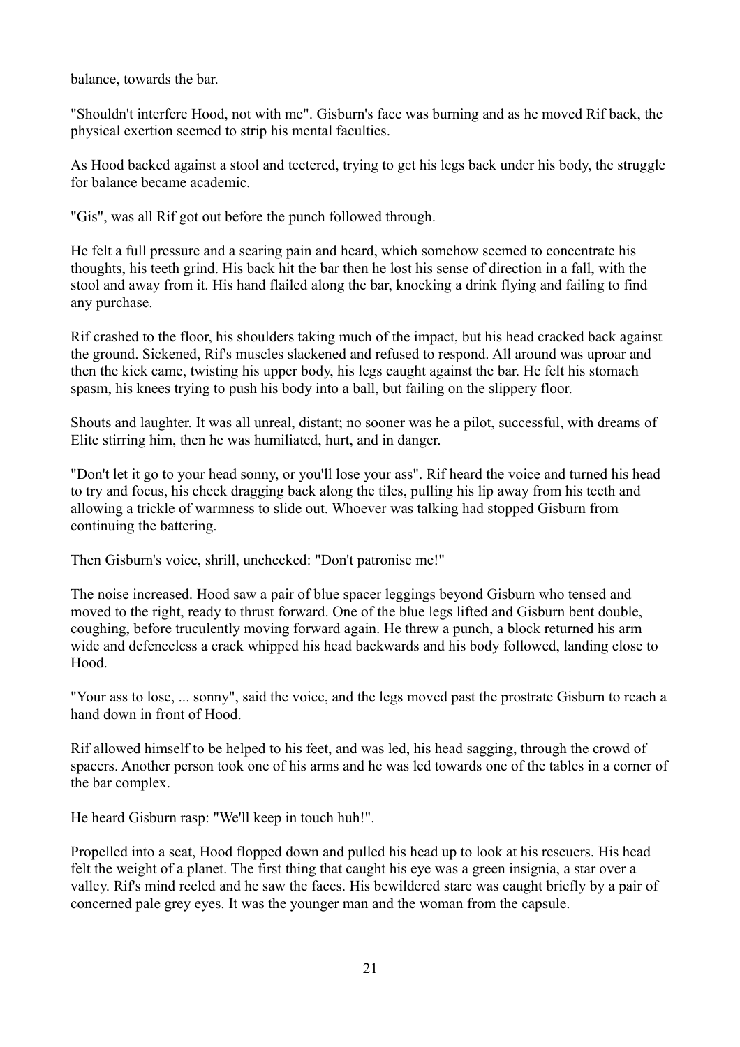balance, towards the bar.

"Shouldn't interfere Hood, not with me". Gisburn's face was burning and as he moved Rif back, the physical exertion seemed to strip his mental faculties.

As Hood backed against a stool and teetered, trying to get his legs back under his body, the struggle for balance became academic.

"Gis", was all Rif got out before the punch followed through.

He felt a full pressure and a searing pain and heard, which somehow seemed to concentrate his thoughts, his teeth grind. His back hit the bar then he lost his sense of direction in a fall, with the stool and away from it. His hand flailed along the bar, knocking a drink flying and failing to find any purchase.

Rif crashed to the floor, his shoulders taking much of the impact, but his head cracked back against the ground. Sickened, Rif's muscles slackened and refused to respond. All around was uproar and then the kick came, twisting his upper body, his legs caught against the bar. He felt his stomach spasm, his knees trying to push his body into a ball, but failing on the slippery floor.

Shouts and laughter. It was all unreal, distant; no sooner was he a pilot, successful, with dreams of Elite stirring him, then he was humiliated, hurt, and in danger.

"Don't let it go to your head sonny, or you'll lose your ass". Rif heard the voice and turned his head to try and focus, his cheek dragging back along the tiles, pulling his lip away from his teeth and allowing a trickle of warmness to slide out. Whoever was talking had stopped Gisburn from continuing the battering.

Then Gisburn's voice, shrill, unchecked: "Don't patronise me!"

The noise increased. Hood saw a pair of blue spacer leggings beyond Gisburn who tensed and moved to the right, ready to thrust forward. One of the blue legs lifted and Gisburn bent double, coughing, before truculently moving forward again. He threw a punch, a block returned his arm wide and defenceless a crack whipped his head backwards and his body followed, landing close to Hood.

"Your ass to lose, ... sonny", said the voice, and the legs moved past the prostrate Gisburn to reach a hand down in front of Hood.

Rif allowed himself to be helped to his feet, and was led, his head sagging, through the crowd of spacers. Another person took one of his arms and he was led towards one of the tables in a corner of the bar complex.

He heard Gisburn rasp: "We'll keep in touch huh!".

Propelled into a seat, Hood flopped down and pulled his head up to look at his rescuers. His head felt the weight of a planet. The first thing that caught his eye was a green insignia, a star over a valley. Rif's mind reeled and he saw the faces. His bewildered stare was caught briefly by a pair of concerned pale grey eyes. It was the younger man and the woman from the capsule.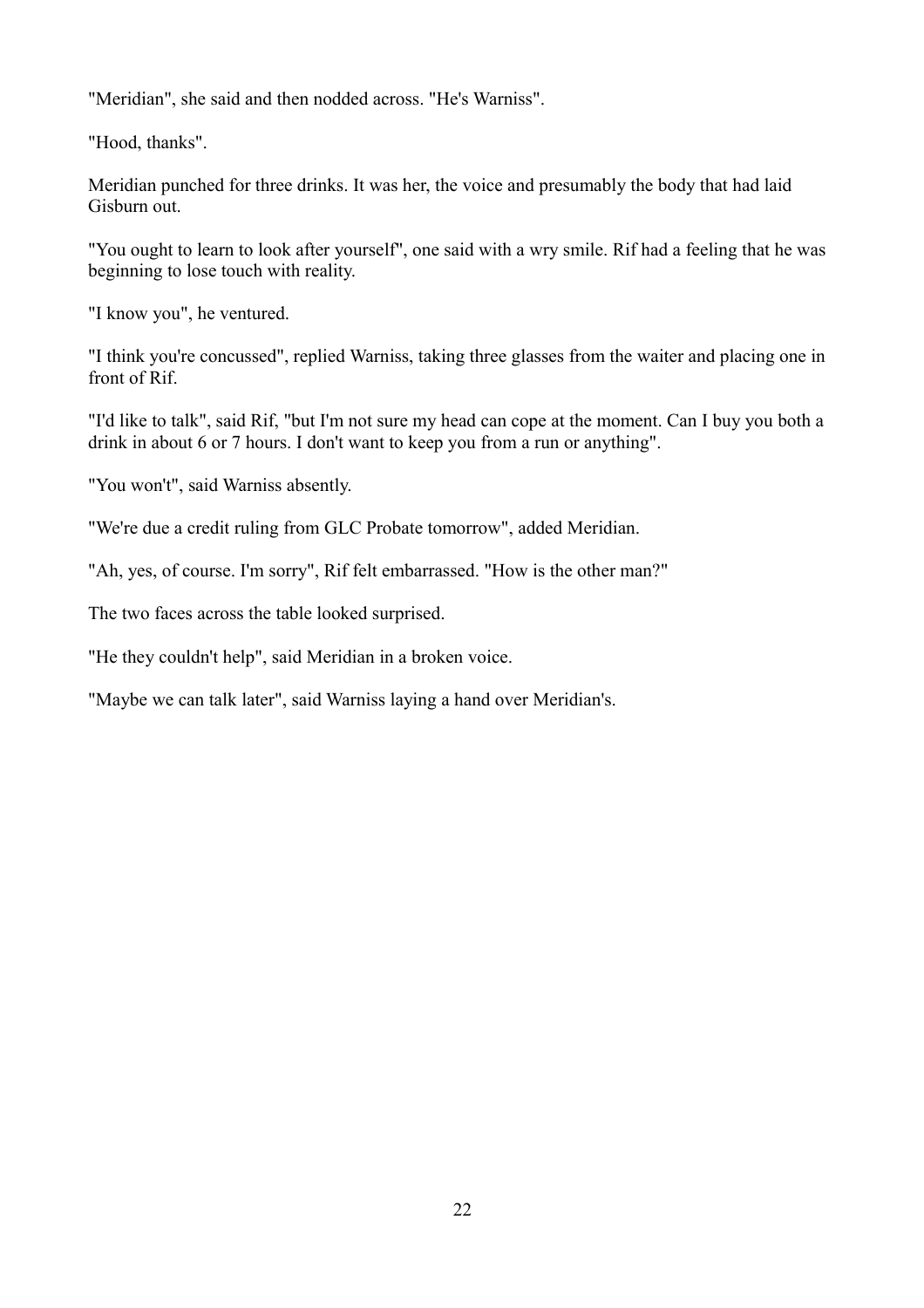"Meridian", she said and then nodded across. "He's Warniss".

"Hood, thanks".

Meridian punched for three drinks. It was her, the voice and presumably the body that had laid Gisburn out.

"You ought to learn to look after yourself", one said with a wry smile. Rif had a feeling that he was beginning to lose touch with reality.

"I know you", he ventured.

"I think you're concussed", replied Warniss, taking three glasses from the waiter and placing one in front of Rif.

"I'd like to talk", said Rif, "but I'm not sure my head can cope at the moment. Can I buy you both a drink in about 6 or 7 hours. I don't want to keep you from a run or anything".

"You won't", said Warniss absently.

"We're due a credit ruling from GLC Probate tomorrow", added Meridian.

"Ah, yes, of course. I'm sorry", Rif felt embarrassed. "How is the other man?"

The two faces across the table looked surprised.

"He they couldn't help", said Meridian in a broken voice.

"Maybe we can talk later", said Warniss laying a hand over Meridian's.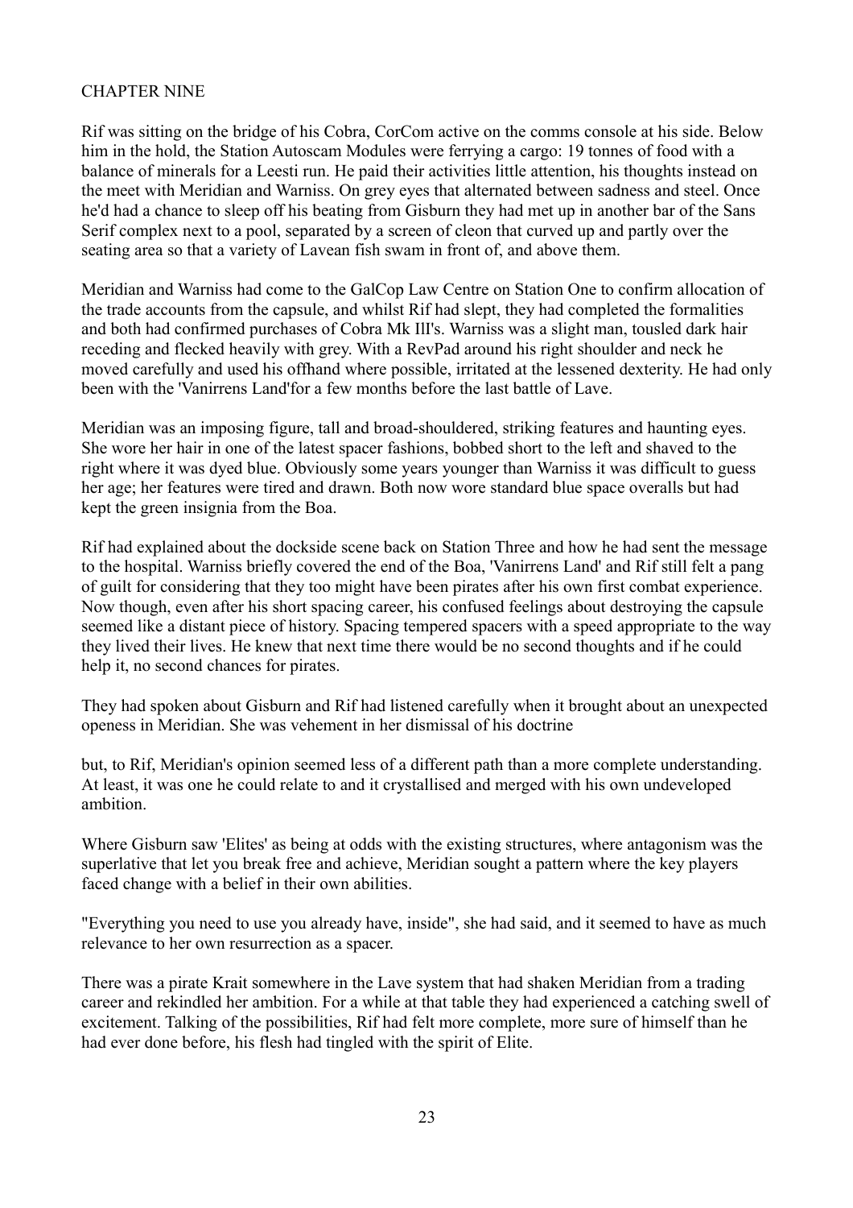CHAPTER NINE

Rif was sitting on the bridge of his Cobra, CorCom active on the comms console at his side. Below him in the hold, the Station Autoscam Modules were ferrying a cargo: 19 tonnes of food with a balance of minerals for a Leesti run. He paid their activities little attention, his thoughts instead on the meet with Meridian and Warniss. On grey eyes that alternated between sadness and steel. Once he'd had a chance to sleep off his beating from Gisburn they had met up in another bar of the Sans Serif complex next to a pool, separated by a screen of cleon that curved up and partly over the seating area so that a variety of Lavean fish swam in front of, and above them.

Meridian and Warniss had come to the GalCop Law Centre on Station One to confirm allocation of the trade accounts from the capsule, and whilst Rif had slept, they had completed the formalities and both had confirmed purchases of Cobra Mk III's. Warniss was a slight man, tousled dark hair receding and flecked heavily with grey. With a RevPad around his right shoulder and neck he moved carefully and used his offhand where possible, irritated at the lessened dexterity. He had only been with the 'Vanirrens Land'for a few months before the last battle of Lave.

Meridian was an imposing figure, tall and broad-shouldered, striking features and haunting eyes. She wore her hair in one of the latest spacer fashions, bobbed short to the left and shaved to the right where it was dyed blue. Obviously some years younger than Warniss it was difficult to guess her age; her features were tired and drawn. Both now wore standard blue space overalls but had kept the green insignia from the Boa.

Rif had explained about the dockside scene back on Station Three and how he had sent the message to the hospital. Warniss briefly covered the end of the Boa, 'Vanirrens Land' and Rif still felt a pang of guilt for considering that they too might have been pirates after his own first combat experience. Now though, even after his short spacing career, his confused feelings about destroying the capsule seemed like a distant piece of history. Spacing tempered spacers with a speed appropriate to the way they lived their lives. He knew that next time there would be no second thoughts and if he could help it, no second chances for pirates.

They had spoken about Gisburn and Rif had listened carefully when it brought about an unexpected openess in Meridian. She was vehement in her dismissal of his doctrine

but, to Rif, Meridian's opinion seemed less of a different path than a more complete understanding. At least, it was one he could relate to and it crystallised and merged with his own undeveloped ambition.

Where Gisburn saw 'Elites' as being at odds with the existing structures, where antagonism was the superlative that let you break free and achieve, Meridian sought a pattern where the key players faced change with a belief in their own abilities.

"Everything you need to use you already have, inside", she had said, and it seemed to have as much relevance to her own resurrection as a spacer.

There was a pirate Krait somewhere in the Lave system that had shaken Meridian from a trading career and rekindled her ambition. For a while at that table they had experienced a catching swell of excitement. Talking of the possibilities, Rif had felt more complete, more sure of himself than he had ever done before, his flesh had tingled with the spirit of Elite.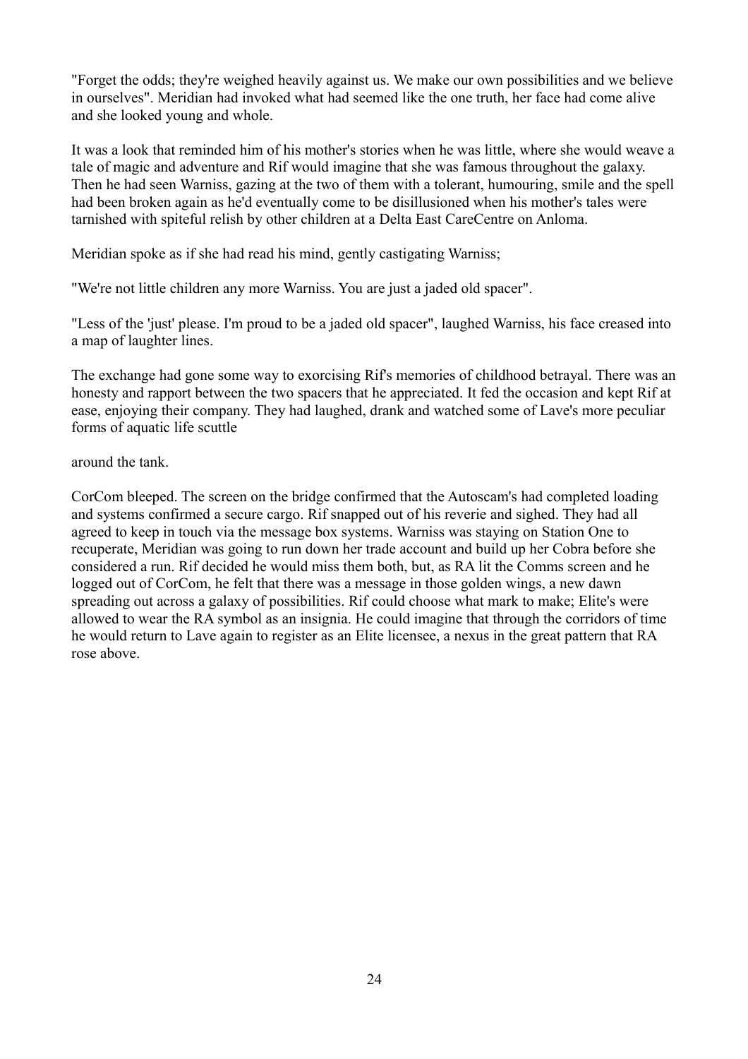"Forget the odds; they're weighed heavily against us. We make our own possibilities and we believe in ourselves". Meridian had invoked what had seemed like the one truth, her face had come alive and she looked young and whole.

It was a look that reminded him of his mother's stories when he was little, where she would weave a tale of magic and adventure and Rif would imagine that she was famous throughout the galaxy. Then he had seen Warniss, gazing at the two of them with a tolerant, humouring, smile and the spell had been broken again as he'd eventually come to be disillusioned when his mother's tales were tarnished with spiteful relish by other children at a Delta East CareCentre on Anloma.

Meridian spoke as if she had read his mind, gently castigating Warniss;

"We're not little children any more Warniss. You are just a jaded old spacer".

"Less of the 'just' please. I'm proud to be a jaded old spacer", laughed Warniss, his face creased into a map of laughter lines.

The exchange had gone some way to exorcising Rif's memories of childhood betrayal. There was an honesty and rapport between the two spacers that he appreciated. It fed the occasion and kept Rif at ease, enjoying their company. They had laughed, drank and watched some of Lave's more peculiar forms of aquatic life scuttle around the tank.

CorCom bleeped. The screen on the bridge confirmed that the Autoscam's had completed loading and systems confirmed a secure cargo. Rif snapped out of his reverie and sighed. They had all agreed to keep in touch via the message box systems. Warniss was staying on Station One to recuperate, Meridian was going to run down her trade account and build up her Cobra before she considered a run. Rif decided he would miss them both, but, as RA lit the Comms screen and he logged out of CorCom, he felt that there was a message in those golden wings, a new dawn spreading out across a galaxy of possibilities. Rif could choose what mark to make; Elite's were allowed to wear the RA symbol as an insignia. He could imagine that through the corridors of time he would return to Lave again to register as an Elite licensee, a nexus in the great pattern that RA rose above.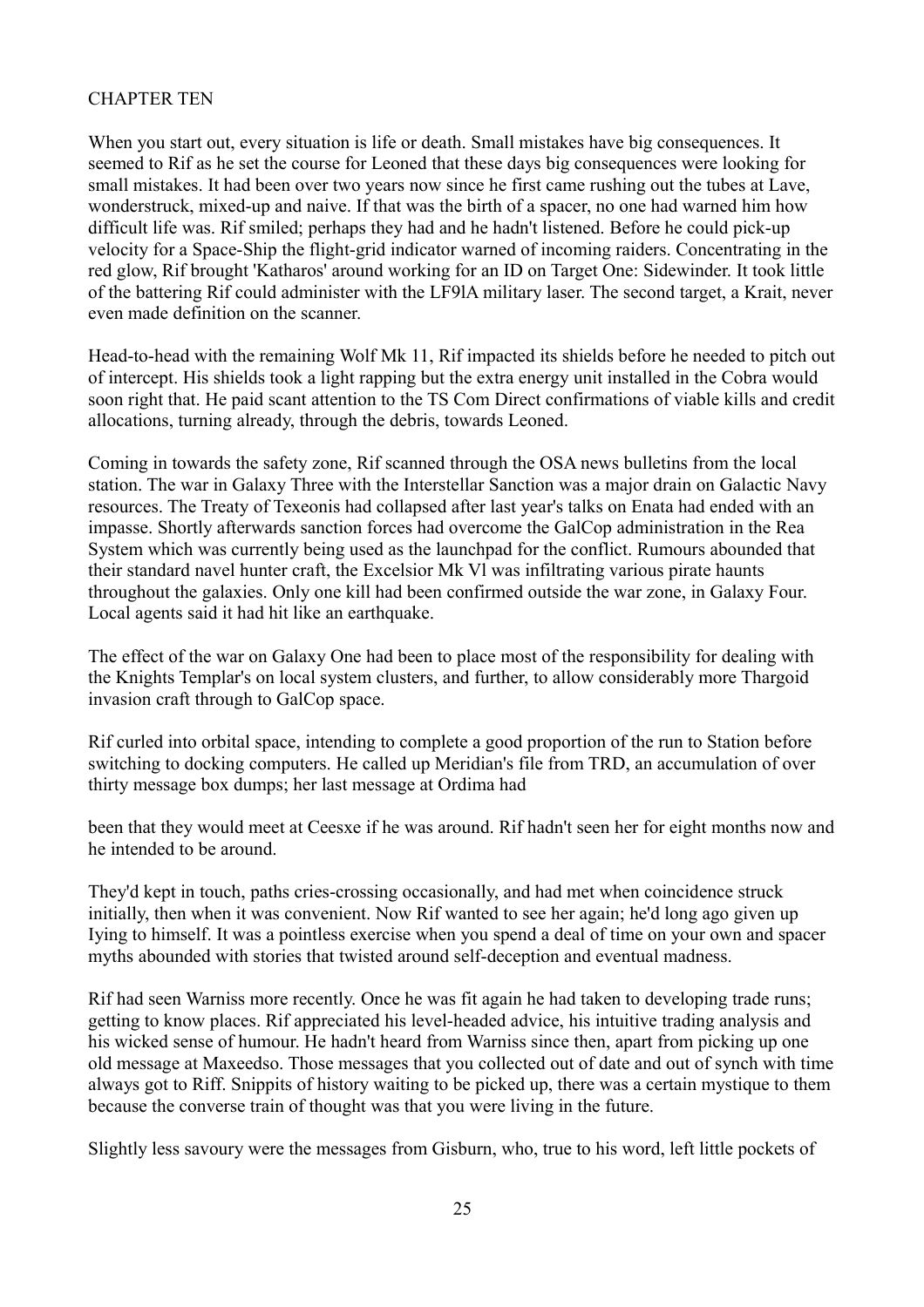# CHAPTER TEN

When you start out, every situation is life or death. Small mistakes have big consequences. It seemed to Rif as he set the course for Leoned that these days big consequences were looking for small mistakes. It had been over two years now since he first came rushing out the tubes at Lave, wonderstruck, mixed-up and naive. If that was the birth of a spacer, no one had warned him how difficult life was. Rif smiled; perhaps they had and he hadn't listened. Before he could pick-up velocity for a Space-Ship the flight-grid indicator warned of incoming raiders. Concentrating in the red glow, Rif brought 'Katharos' around working for an ID on Target One: Sidewinder. It took little of the battering Rif could administer with the LF9lA military laser. The second target, a Krait, never even made definition on the scanner.

Head-to-head with the remaining Wolf Mk 11, Rif impacted its shields before he needed to pitch out of intercept. His shields took a light rapping but the extra energy unit installed in the Cobra would soon right that. He paid scant attention to the TS Com Direct confirmations of viable kills and credit allocations, turning already, through the debris, towards Leoned.

Coming in towards the safety zone, Rif scanned through the OSA news bulletins from the local station. The war in Galaxy Three with the Interstellar Sanction was a major drain on Galactic Navy resources. The Treaty of Texeonis had collapsed after last year's talks on Enata had ended with an impasse. Shortly afterwards sanction forces had overcome the GalCop administration in the Rea System which was currently being used as the launchpad for the conflict. Rumours abounded that their standard navel hunter craft, the Excelsior Mk Vl was infiltrating various pirate haunts throughout the galaxies. Only one kill had been confirmed outside the war zone, in Galaxy Four. Local agents said it had hit like an earthquake.

The effect of the war on Galaxy One had been to place most of the responsibility for dealing with the Knights Templar's on local system clusters, and further, to allow considerably more Thargoid invasion craft through to GalCop space.

Rif curled into orbital space, intending to complete a good proportion of the run to Station before switching to docking computers. He called up Meridian's file from TRD, an accumulation of over thirty message box dumps; her last message at Ordima had been that they would meet at Ceesxe if he was around. Rif hadn't seen her for eight months now and he intended to be around.

They'd kept in touch, paths cries-crossing occasionally, and had met when coincidence struck initially, then when it was convenient. Now Rif wanted to see her again; he'd long ago given up Iying to himself. It was a pointless exercise when you spend a deal of time on your own and spacer myths abounded with stories that twisted around self-deception and eventual madness.

Rif had seen Warniss more recently. Once he was fit again he had taken to developing trade runs; getting to know places. Rif appreciated his level-headed advice, his intuitive trading analysis and his wicked sense of humour. He hadn't heard from Warniss since then, apart from picking up one old message at Maxeedso. Those messages that you collected out of date and out of synch with time always got to Riff. Snippits of history waiting to be picked up, there was a certain mystique to them because the converse train of thought was that you were living in the future.

Slightly less savoury were the messages from Gisburn, who, true to his word, left little pockets of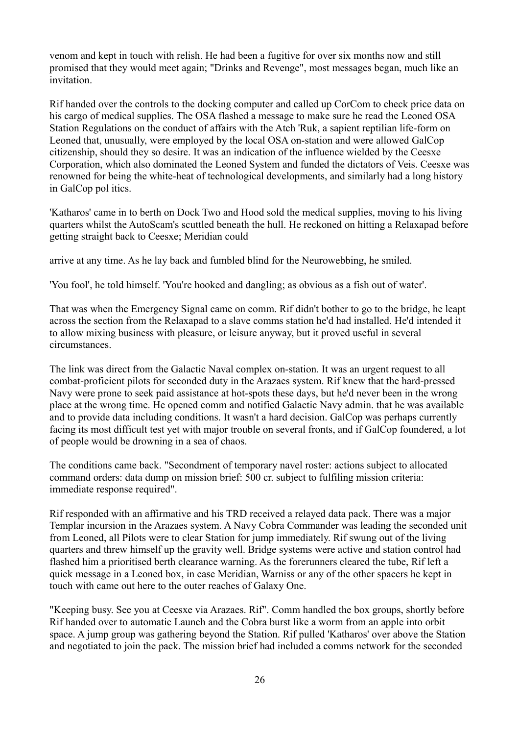venom and kept in touch with relish. He had been a fugitive for over six months now and still promised that they would meet again; "Drinks and Revenge", most messages began, much like an invitation.

Rif handed over the controls to the docking computer and called up CorCom to check price data on his cargo of medical supplies. The OSA flashed a message to make sure he read the Leoned OSA Station Regulations on the conduct of affairs with the Atch 'Ruk, a sapient reptilian life-form on Leoned that, unusually, were employed by the local OSA on-station and were allowed GalCop citizenship, should they so desire. It was an indication of the influence wielded by the Ceesxe Corporation, which also dominated the Leoned System and funded the dictators of Veis. Ceesxe was renowned for being the white-heat of technological developments, and similarly had a long history in GalCop pol itics.

'Katharos' came in to berth on Dock Two and Hood sold the medical supplies, moving to his living quarters whilst the AutoScam's scuttled beneath the hull. He reckoned on hitting a Relaxapad before getting straight back to Ceesxe; Meridian could

arrive at any time. As he lay back and fumbled blind for the Neurowebbing, he smiled.

'You fool', he told himself. 'You're hooked and dangling; as obvious as a fish out of water'.

That was when the Emergency Signal came on comm. Rif didn't bother to go to the bridge, he leapt across the section from the Relaxapad to a slave comms station he'd had installed. He'd intended it to allow mixing business with pleasure, or leisure anyway, but it proved useful in several circumstances.

The link was direct from the Galactic Naval complex on-station. It was an urgent request to all combat-proficient pilots for seconded duty in the Arazaes system. Rif knew that the hard-pressed Navy were prone to seek paid assistance at hot-spots these days, but he'd never been in the wrong place at the wrong time. He opened comm and notified Galactic Navy admin. that he was available and to provide data including conditions. It wasn't a hard decision. GalCop was perhaps currently facing its most difficult test yet with major trouble on several fronts, and if GalCop foundered, a lot of people would be drowning in a sea of chaos.

The conditions came back. "Secondment of temporary navel roster: actions subject to allocated command orders: data dump on mission brief: 500 cr. subject to fulfiling mission criteria: immediate response required".

Rif responded with an affirmative and his TRD received a relayed data pack. There was a major Templar incursion in the Arazaes system. A Navy Cobra Commander was leading the seconded unit from Leoned, all Pilots were to clear Station for jump immediately. Rif swung out of the living quarters and threw himself up the gravity well. Bridge systems were active and station control had flashed him a prioritised berth clearance warning. As the forerunners cleared the tube, Rif left a quick message in a Leoned box, in case Meridian, Warniss or any of the other spacers he kept in touch with came out here to the outer reaches of Galaxy One.

"Keeping busy. See you at Ceesxe via Arazaes. Rif". Comm handled the box groups, shortly before Rif handed over to automatic Launch and the Cobra burst like a worm from an apple into orbit space. A jump group was gathering beyond the Station. Rif pulled 'Katharos' over above the Station and negotiated to join the pack. The mission brief had included a comms network for the seconded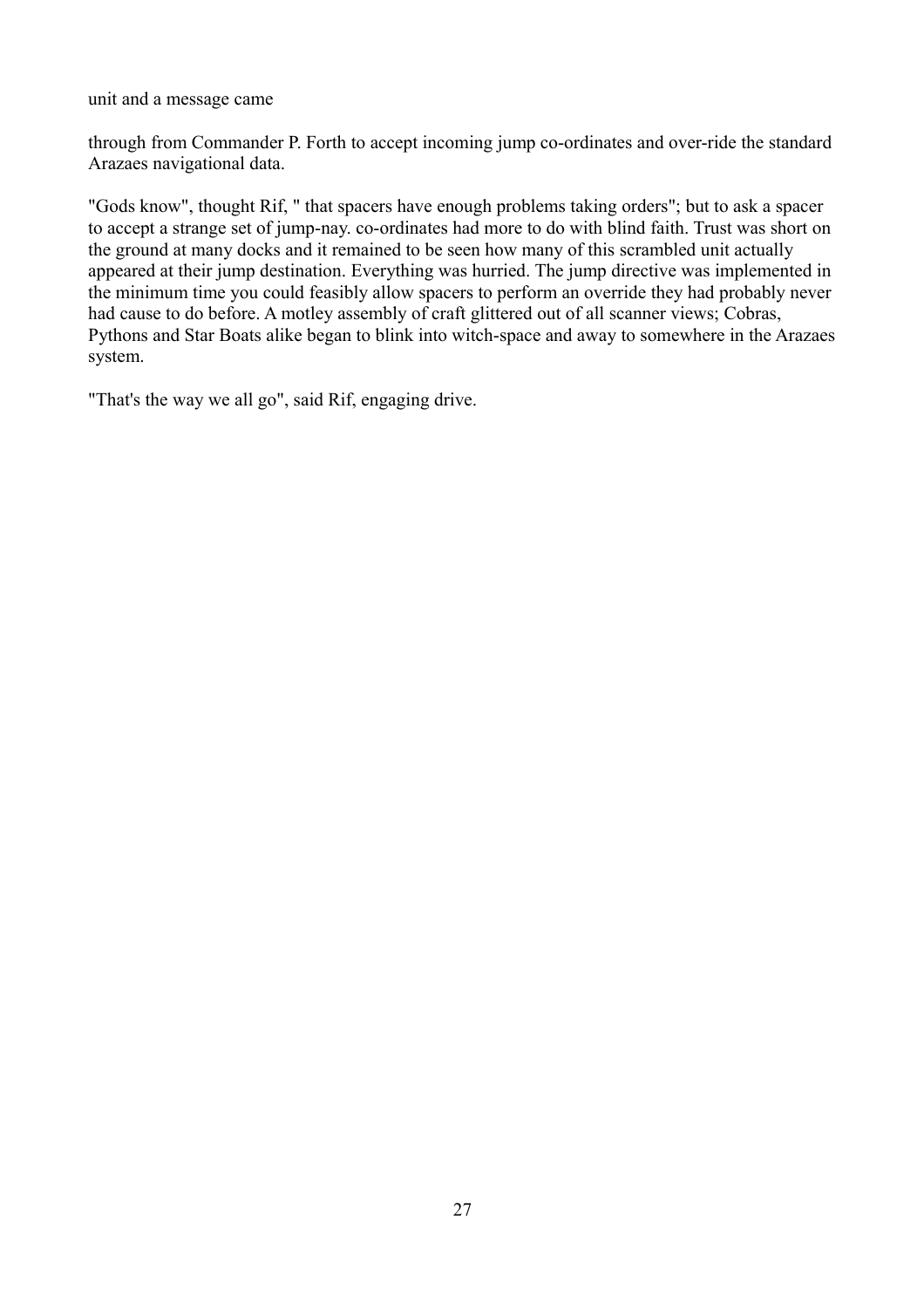unit and a message came

through from Commander P. Forth to accept incoming jump co-ordinates and over-ride the standard Arazaes navigational data.

"Gods know", thought Rif, " that spacers have enough problems taking orders"; but to ask a spacer to accept a strange set of jump-nay. co-ordinates had more to do with blind faith. Trust was short on the ground at many docks and it remained to be seen how many of this scrambled unit actually appeared at their jump destination. Everything was hurried. The jump directive was implemented in the minimum time you could feasibly allow spacers to perform an override they had probably never had cause to do before. A motley assembly of craft glittered out of all scanner views; Cobras, Pythons and Star Boats alike began to blink into witch-space and away to somewhere in the Arazaes system.

"That's the way we all go", said Rif, engaging drive.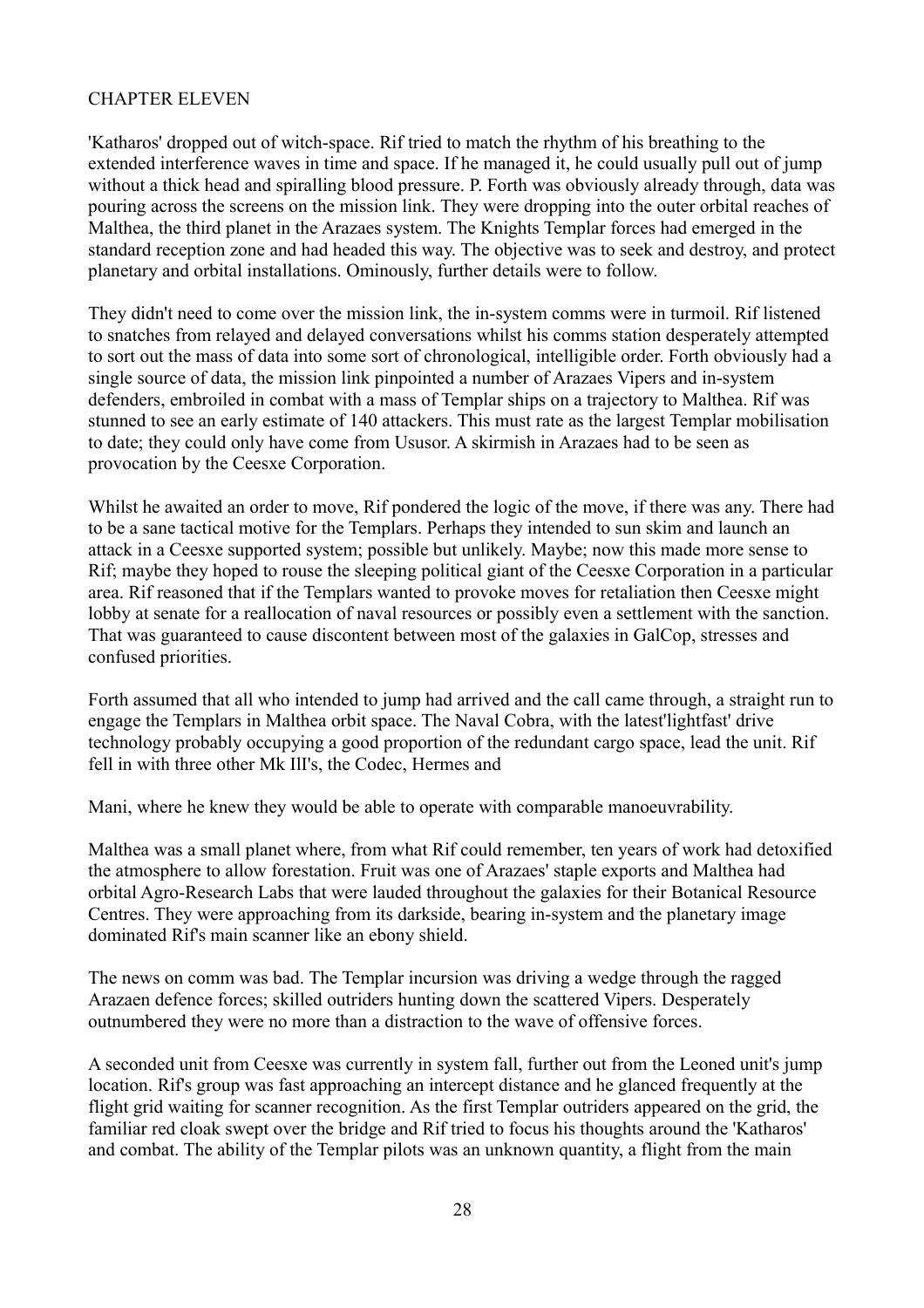CHAPTER ELEVEN

'Katharos' dropped out of witch-space. Rif tried to match the rhythm of his breathing to the extended interference waves in time and space. If he managed it, he could usually pull out of jump without a thick head and spiralling blood pressure. P. Forth was obviously already through, data was pouring across the screens on the mission link. They were dropping into the outer orbital reaches of Malthea, the third planet in the Arazaes system. The Knights Templar forces had emerged in the standard reception zone and had headed this way. The objective was to seek and destroy, and protect planetary and orbital installations. Ominously, further details were to follow.

They didn't need to come over the mission link, the in-system comms were in turmoil. Rif listened to snatches from relayed and delayed conversations whilst his comms station desperately attempted to sort out the mass of data into some sort of chronological, intelligible order. Forth obviously had a single source of data, the mission link pinpointed a number of Arazaes Vipers and in-system defenders, embroiled in combat with a mass of Templar ships on a trajectory to Malthea. Rif was stunned to see an early estimate of 140 attackers. This must rate as the largest Templar mobilisation to date; they could only have come from Ususor. A skirmish in Arazaes had to be seen as provocation by the Ceesxe Corporation.

Whilst he awaited an order to move, Rif pondered the logic of the move, if there was any. There had to be a sane tactical motive for the Templars. Perhaps they intended to sun skim and launch an attack in a Ceesxe supported system; possible but unlikely. Maybe; now this made more sense to Rif; maybe they hoped to rouse the sleeping political giant of the Ceesxe Corporation in a particular area. Rif reasoned that if the Templars wanted to provoke moves for retaliation then Ceesxe might lobby at senate for a reallocation of naval resources or possibly even a settlement with the sanction. That was guaranteed to cause discontent between most of the galaxies in GalCop, stresses and confused priorities.

Forth assumed that all who intended to jump had arrived and the call came through, a straight run to engage the Templars in Malthea orbit space. The Naval Cobra, with the latest'lightfast' drive technology probably occupying a good proportion of the redundant cargo space, lead the unit. Rif fell in with three other Mk III's, the Codec, Hermes and

Mani, where he knew they would be able to operate with comparable manoeuvrability.

Malthea was a small planet where, from what Rif could remember, ten years of work had detoxified the atmosphere to allow forestation. Fruit was one of Arazaes' staple exports and Malthea had orbital Agro-Research Labs that were lauded throughout the galaxies for their Botanical Resource Centres. They were approaching from its darkside, bearing in-system and the planetary image dominated Rif's main scanner like an ebony shield.

The news on comm was bad. The Templar incursion was driving a wedge through the ragged Arazaen defence forces; skilled outriders hunting down the scattered Vipers. Desperately outnumbered they were no more than a distraction to the wave of offensive forces.

A seconded unit from Ceesxe was currently in system fall, further out from the Leoned unit's jump location. Rif's group was fast approaching an intercept distance and he glanced frequently at the flight grid waiting for scanner recognition. As the first Templar outriders appeared on the grid, the familiar red cloak swept over the bridge and Rif tried to focus his thoughts around the 'Katharos' and combat. The ability of the Templar pilots was an unknown quantity, a flight from the main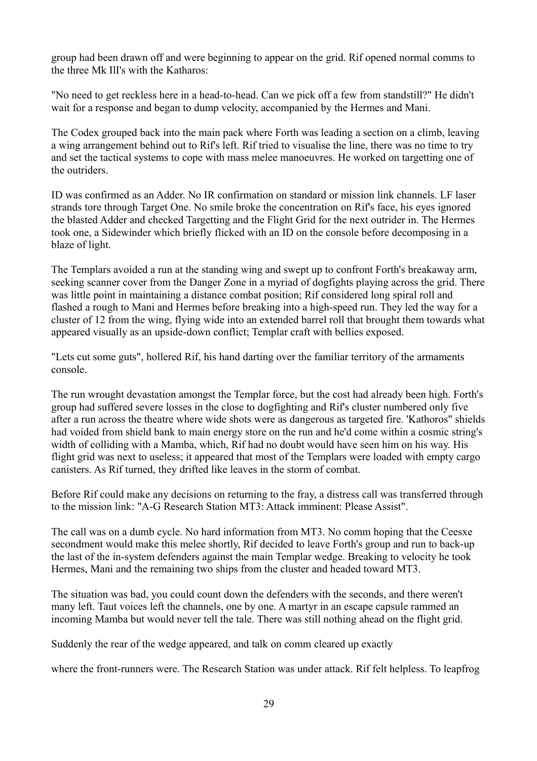group had been drawn off and were beginning to appear on the grid. Rif opened normal comms to the three Mk III's with the Katharos:

"No need to get reckless here in a head-to-head. Can we pick off a few from standstill?" He didn't wait for a response and began to dump velocity, accompanied by the Hermes and Mani.

The Codex grouped back into the main pack where Forth was leading a section on a climb, leaving a wing arrangement behind out to Rif's left. Rif tried to visualise the line, there was no time to try and set the tactical systems to cope with mass melee manoeuvres. He worked on targetting one of the outriders.

ID was confirmed as an Adder. No IR confirmation on standard or mission link channels. LF laser strands tore through Target One. No smile broke the concentration on Rif's face, his eyes ignored the blasted Adder and checked Targetting and the Flight Grid for the next outrider in. The Hermes took one, a Sidewinder which briefly flicked with an ID on the console before decomposing in a blaze of light.

The Templars avoided a run at the standing wing and swept up to confront Forth's breakaway arm, seeking scanner cover from the Danger Zone in a myriad of dogfights playing across the grid. There was little point in maintaining a distance combat position; Rif considered long spiral roll and flashed a rough to Mani and Hermes before breaking into a high-speed run. They led the way for a cluster of 12 from the wing, flying wide into an extended barrel roll that brought them towards what appeared visually as an upside-down conflict; Templar craft with bellies exposed.

"Lets cut some guts", hollered Rif, his hand darting over the familiar territory of the armaments console.

The run wrought devastation amongst the Templar force, but the cost had already been high. Forth's group had suffered severe losses in the close to dogfighting and Rif's cluster numbered only five after a run across the theatre where wide shots were as dangerous as targeted fire. 'Kathoros" shields had voided from shield bank to main energy store on the run and he'd come within a cosmic string's width of colliding with a Mamba, which, Rif had no doubt would have seen him on his way. His flight grid was next to useless; it appeared that most of the Templars were loaded with empty cargo canisters. As Rif turned, they drifted like leaves in the storm of combat.

Before Rif could make any decisions on returning to the fray, a distress call was transferred through to the mission link: "A-G Research Station MT3: Attack imminent: Please Assist".

The call was on a dumb cycle. No hard information from MT3. No comm hoping that the Ceesxe secondment would make this melee shortly, Rif decided to leave Forth's group and run to back-up the last of the in-system defenders against the main Templar wedge. Breaking to velocity he took Hermes, Mani and the remaining two ships from the cluster and headed toward MT3.

The situation was bad, you could count down the defenders with the seconds, and there weren't many left. Taut voices left the channels, one by one. A martyr in an escape capsule rammed an incoming Mamba but would never tell the tale. There was still nothing ahead on the flight grid.

Suddenly the rear of the wedge appeared, and talk on comm cleared up exactly

where the front-runners were. The Research Station was under attack. Rif felt helpless. To leapfrog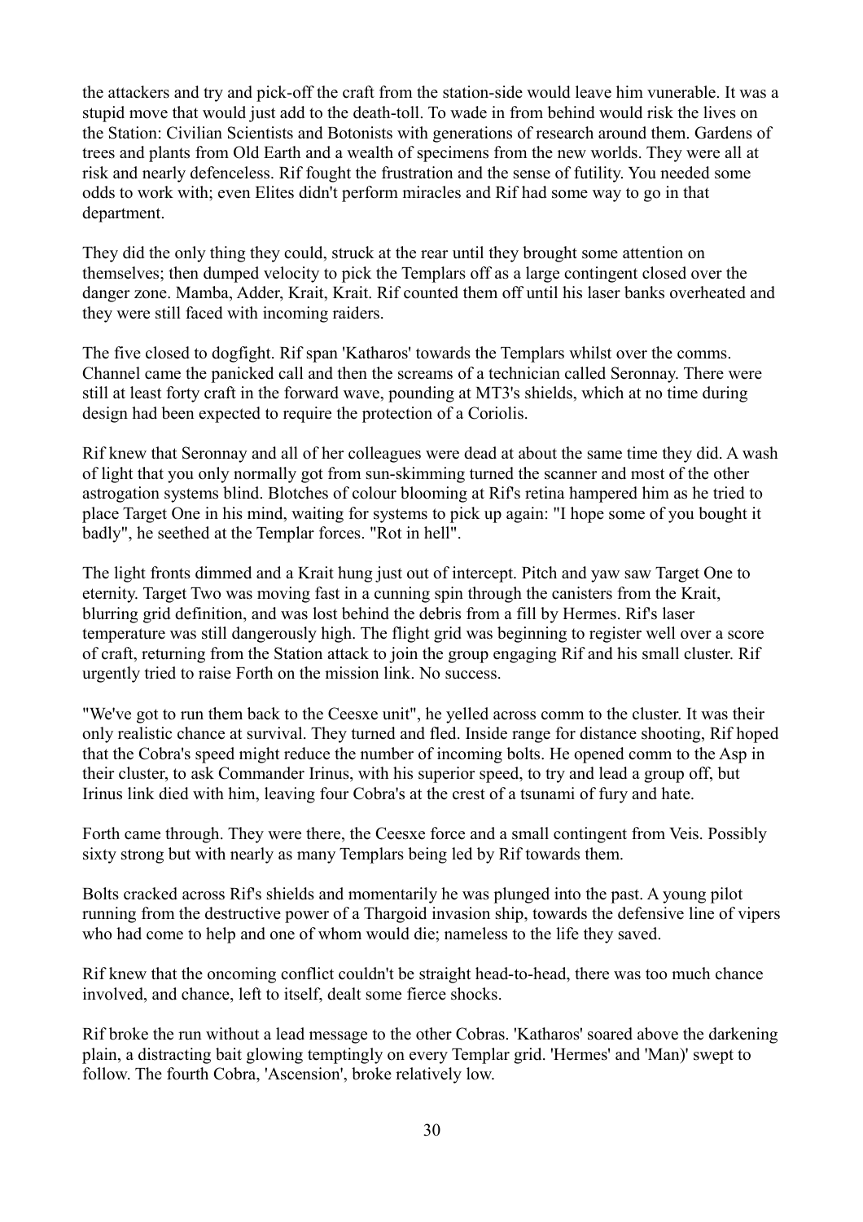the attackers and try and pick-off the craft from the station-side would leave him vunerable. It was a stupid move that would just add to the death-toll. To wade in from behind would risk the lives on the Station: Civilian Scientists and Botonists with generations of research around them. Gardens of trees and plants from Old Earth and a wealth of specimens from the new worlds. They were all at risk and nearly defenceless. Rif fought the frustration and the sense of futility. You needed some odds to work with; even Elites didn't perform miracles and Rif had some way to go in that department.

They did the only thing they could, struck at the rear until they brought some attention on themselves; then dumped velocity to pick the Templars off as a large contingent closed over the danger zone. Mamba, Adder, Krait, Krait. Rif counted them off until his laser banks overheated and they were still faced with incoming raiders.

The five closed to dogfight. Rif span 'Katharos' towards the Templars whilst over the comms. Channel came the panicked call and then the screams of a technician called Seronnay. There were still at least forty craft in the forward wave, pounding at MT3's shields, which at no time during design had been expected to require the protection of a Coriolis.

Rif knew that Seronnay and all of her colleagues were dead at about the same time they did. A wash of light that you only normally got from sun-skimming turned the scanner and most of the other astrogation systems blind. Blotches of colour blooming at Rif's retina hampered him as he tried to place Target One in his mind, waiting for systems to pick up again: "I hope some of you bought it badly", he seethed at the Templar forces. "Rot in hell".

The light fronts dimmed and a Krait hung just out of intercept. Pitch and yaw saw Target One to eternity. Target Two was moving fast in a cunning spin through the canisters from the Krait, blurring grid definition, and was lost behind the debris from a fill by Hermes. Rif's laser temperature was still dangerously high. The flight grid was beginning to register well over a score of craft, returning from the Station attack to join the group engaging Rif and his small cluster. Rif urgently tried to raise Forth on the mission link. No success.

"We've got to run them back to the Ceesxe unit", he yelled across comm to the cluster. It was their only realistic chance at survival. They turned and fled. Inside range for distance shooting, Rif hoped that the Cobra's speed might reduce the number of incoming bolts. He opened comm to the Asp in their cluster, to ask Commander Irinus, with his superior speed, to try and lead a group off, but Irinus link died with him, leaving four Cobra's at the crest of a tsunami of fury and hate.

Forth came through. They were there, the Ceesxe force and a small contingent from Veis. Possibly sixty strong but with nearly as many Templars being led by Rif towards them.

Bolts cracked across Rif's shields and momentarily he was plunged into the past. A young pilot running from the destructive power of a Thargoid invasion ship, towards the defensive line of vipers who had come to help and one of whom would die; nameless to the life they saved.

Rif knew that the oncoming conflict couldn't be straight head-to-head, there was too much chance involved, and chance, left to itself, dealt some fierce shocks.

Rif broke the run without a lead message to the other Cobras. 'Katharos' soared above the darkening plain, a distracting bait glowing temptingly on every Templar grid. 'Hermes' and 'Man)' swept to follow. The fourth Cobra, 'Ascension', broke relatively low.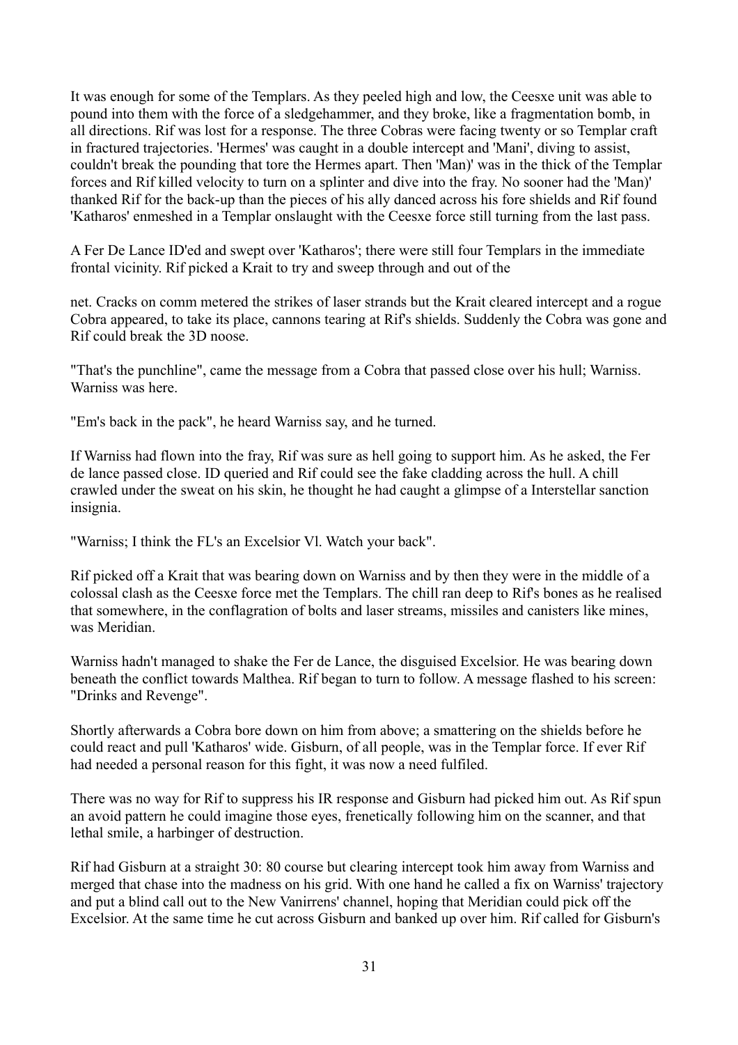It was enough for some of the Templars. As they peeled high and low, the Ceesxe unit was able to pound into them with the force of a sledgehammer, and they broke, like a fragmentation bomb, in all directions. Rif was lost for a response. The three Cobras were facing twenty or so Templar craft in fractured trajectories. 'Hermes' was caught in a double intercept and 'Mani', diving to assist, couldn't break the pounding that tore the Hermes apart. Then 'Man)' was in the thick of the Templar forces and Rif killed velocity to turn on a splinter and dive into the fray. No sooner had the 'Man)' thanked Rif for the back-up than the pieces of his ally danced across his fore shields and Rif found 'Katharos' enmeshed in a Templar onslaught with the Ceesxe force still turning from the last pass.

A Fer De Lance ID'ed and swept over 'Katharos'; there were still four Templars in the immediate frontal vicinity. Rif picked a Krait to try and sweep through and out of the

net. Cracks on comm metered the strikes of laser strands but the Krait cleared intercept and a rogue Cobra appeared, to take its place, cannons tearing at Rif's shields. Suddenly the Cobra was gone and Rif could break the 3D noose.

"That's the punchline", came the message from a Cobra that passed close over his hull; Warniss. Warniss was here.

"Em's back in the pack", he heard Warniss say, and he turned.

If Warniss had flown into the fray, Rif was sure as hell going to support him. As he asked, the Fer de lance passed close. ID queried and Rif could see the fake cladding across the hull. A chill crawled under the sweat on his skin, he thought he had caught a glimpse of a Interstellar sanction insignia.

"Warniss; I think the FL's an Excelsior Vl. Watch your back".

Rif picked off a Krait that was bearing down on Warniss and by then they were in the middle of a colossal clash as the Ceesxe force met the Templars. The chill ran deep to Rif's bones as he realised that somewhere, in the conflagration of bolts and laser streams, missiles and canisters like mines, was Meridian.

Warniss hadn't managed to shake the Fer de Lance, the disguised Excelsior. He was bearing down beneath the conflict towards Malthea. Rif began to turn to follow. A message flashed to his screen: "Drinks and Revenge".

Shortly afterwards a Cobra bore down on him from above; a smattering on the shields before he could react and pull 'Katharos' wide. Gisburn, of all people, was in the Templar force. If ever Rif had needed a personal reason for this fight, it was now a need fulfiled.

There was no way for Rif to suppress his IR response and Gisburn had picked him out. As Rif spun an avoid pattern he could imagine those eyes, frenetically following him on the scanner, and that lethal smile, a harbinger of destruction.

Rif had Gisburn at a straight 30: 80 course but clearing intercept took him away from Warniss and merged that chase into the madness on his grid. With one hand he called a fix on Warniss' trajectory and put a blind call out to the New Vanirrens' channel, hoping that Meridian could pick off the Excelsior. At the same time he cut across Gisburn and banked up over him. Rif called for Gisburn's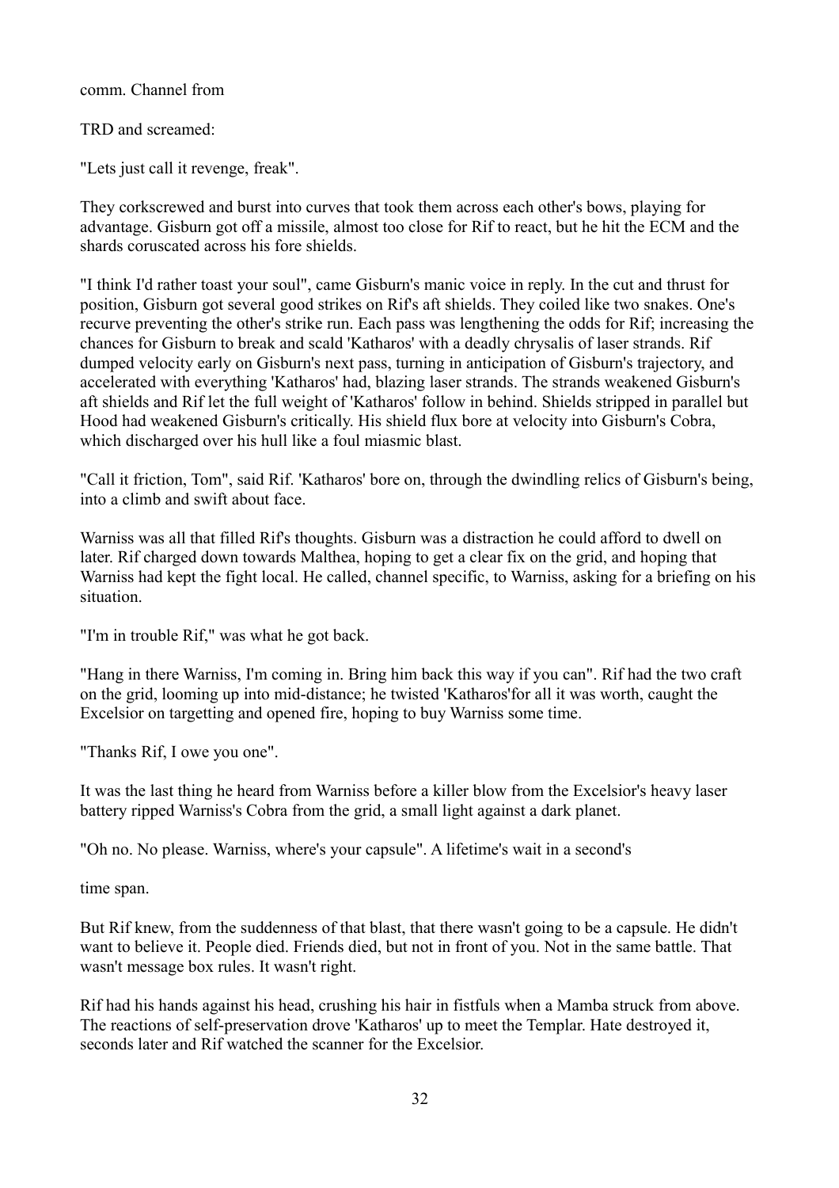comm. Channel from

TRD and screamed:

"Lets just call it revenge, freak".

They corkscrewed and burst into curves that took them across each other's bows, playing for advantage. Gisburn got off a missile, almost too close for Rif to react, but he hit the ECM and the shards coruscated across his fore shields.

"I think I'd rather toast your soul", came Gisburn's manic voice in reply. In the cut and thrust for position, Gisburn got several good strikes on Rif's aft shields. They coiled like two snakes. One's recurve preventing the other's strike run. Each pass was lengthening the odds for Rif; increasing the chances for Gisburn to break and scald 'Katharos' with a deadly chrysalis of laser strands. Rif dumped velocity early on Gisburn's next pass, turning in anticipation of Gisburn's trajectory, and accelerated with everything 'Katharos' had, blazing laser strands. The strands weakened Gisburn's aft shields and Rif let the full weight of 'Katharos' follow in behind. Shields stripped in parallel but Hood had weakened Gisburn's critically. His shield flux bore at velocity into Gisburn's Cobra, which discharged over his hull like a foul miasmic blast.

"Call it friction, Tom", said Rif. 'Katharos' bore on, through the dwindling relics of Gisburn's being, into a climb and swift about face.

Warniss was all that filled Rif's thoughts. Gisburn was a distraction he could afford to dwell on later. Rif charged down towards Malthea, hoping to get a clear fix on the grid, and hoping that Warniss had kept the fight local. He called, channel specific, to Warniss, asking for a briefing on his situation.

"I'm in trouble Rif," was what he got back.

"Hang in there Warniss, I'm coming in. Bring him back this way if you can". Rif had the two craft on the grid, looming up into mid-distance; he twisted 'Katharos'for all it was worth, caught the Excelsior on targetting and opened fire, hoping to buy Warniss some time.

"Thanks Rif, I owe you one".

It was the last thing he heard from Warniss before a killer blow from the Excelsior's heavy laser battery ripped Warniss's Cobra from the grid, a small light against a dark planet.

"Oh no. No please. Warniss, where's your capsule". A lifetime's wait in a second's

time span.

But Rif knew, from the suddenness of that blast, that there wasn't going to be a capsule. He didn't want to believe it. People died. Friends died, but not in front of you. Not in the same battle. That wasn't message box rules. It wasn't right.

Rif had his hands against his head, crushing his hair in fistfuls when a Mamba struck from above. The reactions of self-preservation drove 'Katharos' up to meet the Templar. Hate destroyed it, seconds later and Rif watched the scanner for the Excelsior.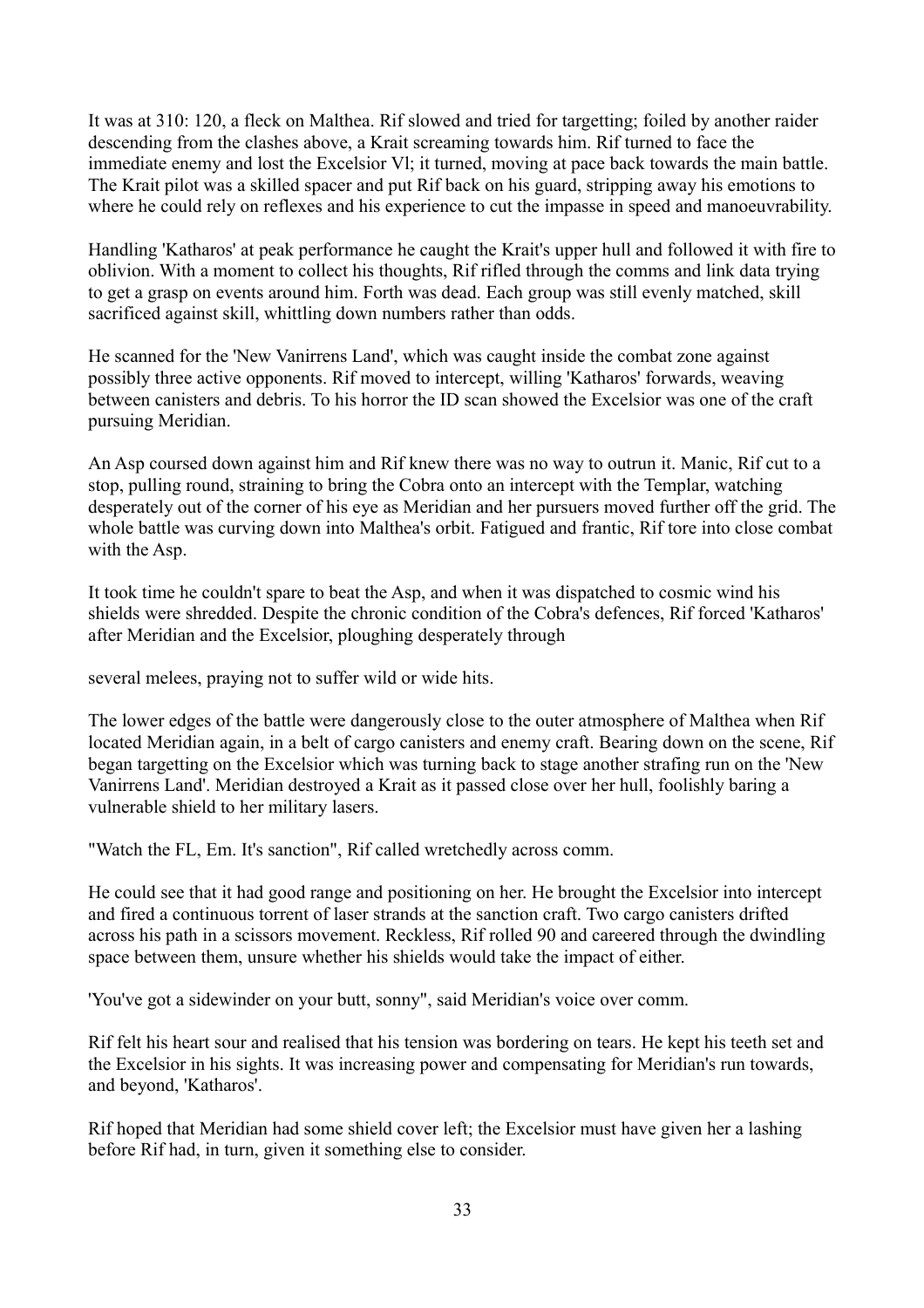It was at 310: 120, a fleck on Malthea. Rif slowed and tried for targetting; foiled by another raider descending from the clashes above, a Krait screaming towards him. Rif turned to face the immediate enemy and lost the Excelsior Vl; it turned, moving at pace back towards the main battle. The Krait pilot was a skilled spacer and put Rif back on his guard, stripping away his emotions to where he could rely on reflexes and his experience to cut the impasse in speed and manoeuvrability.

Handling 'Katharos' at peak performance he caught the Krait's upper hull and followed it with fire to oblivion. With a moment to collect his thoughts, Rif rifled through the comms and link data trying to get a grasp on events around him. Forth was dead. Each group was still evenly matched, skill sacrificed against skill, whittling down numbers rather than odds.

He scanned for the 'New Vanirrens Land', which was caught inside the combat zone against possibly three active opponents. Rif moved to intercept, willing 'Katharos' forwards, weaving between canisters and debris. To his horror the ID scan showed the Excelsior was one of the craft pursuing Meridian.

An Asp coursed down against him and Rif knew there was no way to outrun it. Manic, Rif cut to a stop, pulling round, straining to bring the Cobra onto an intercept with the Templar, watching desperately out of the corner of his eye as Meridian and her pursuers moved further off the grid. The whole battle was curving down into Malthea's orbit. Fatigued and frantic, Rif tore into close combat with the Asp.

It took time he couldn't spare to beat the Asp, and when it was dispatched to cosmic wind his shields were shredded. Despite the chronic condition of the Cobra's defences, Rif forced 'Katharos' after Meridian and the Excelsior, ploughing desperately through

several melees, praying not to suffer wild or wide hits.

The lower edges of the battle were dangerously close to the outer atmosphere of Malthea when Rif located Meridian again, in a belt of cargo canisters and enemy craft. Bearing down on the scene, Rif began targetting on the Excelsior which was turning back to stage another strafing run on the 'New Vanirrens Land'. Meridian destroyed a Krait as it passed close over her hull, foolishly baring a vulnerable shield to her military lasers.

"Watch the FL, Em. It's sanction", Rif called wretchedly across comm.

He could see that it had good range and positioning on her. He brought the Excelsior into intercept and fired a continuous torrent of laser strands at the sanction craft. Two cargo canisters drifted across his path in a scissors movement. Reckless, Rif rolled 90 and careered through the dwindling space between them, unsure whether his shields would take the impact of either.

'You've got a sidewinder on your butt, sonny", said Meridian's voice over comm.

Rif felt his heart sour and realised that his tension was bordering on tears. He kept his teeth set and the Excelsior in his sights. It was increasing power and compensating for Meridian's run towards, and beyond, 'Katharos'.

Rif hoped that Meridian had some shield cover left; the Excelsior must have given her a lashing before Rif had, in turn, given it something else to consider.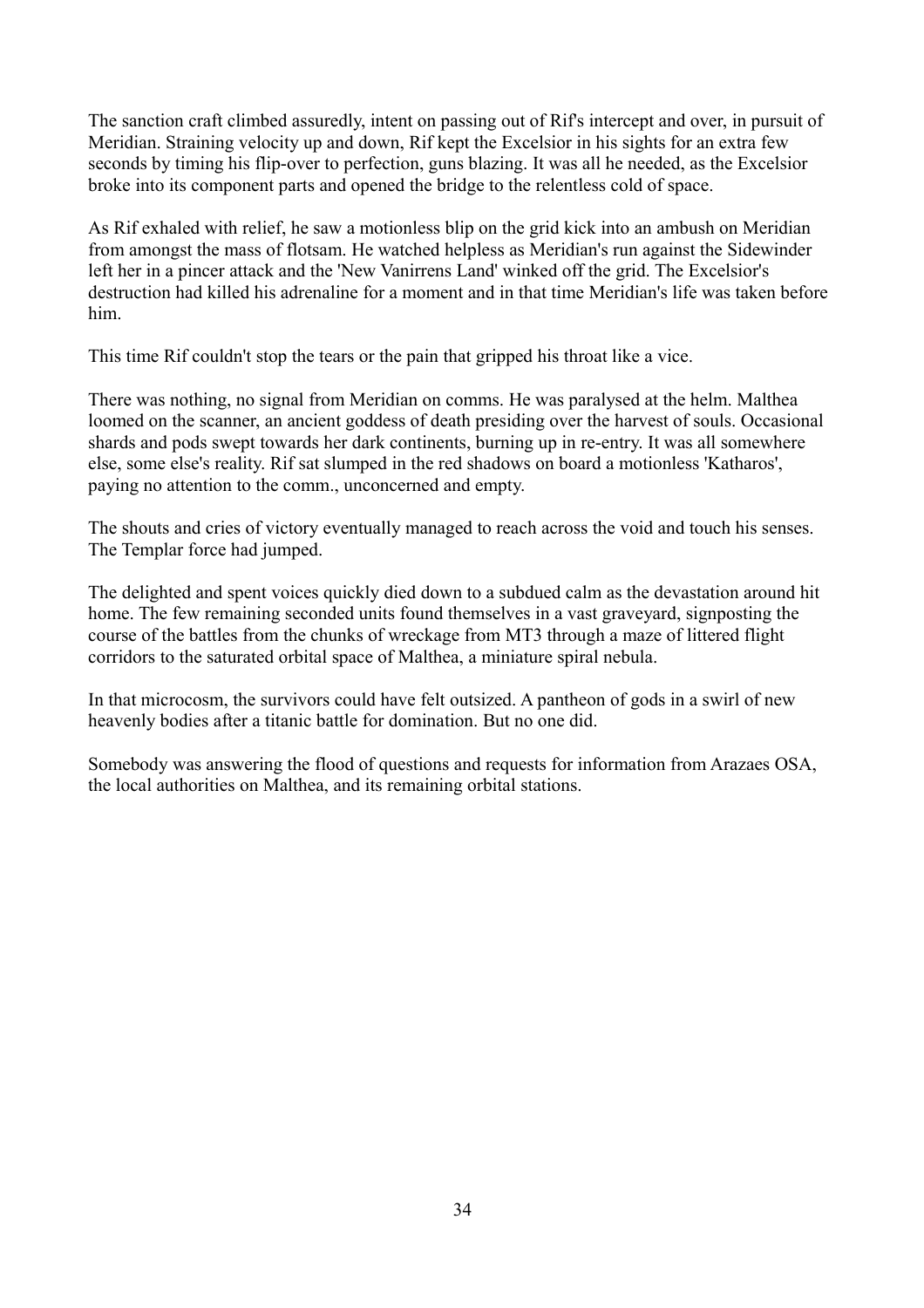The sanction craft climbed assuredly, intent on passing out of Rif's intercept and over, in pursuit of Meridian. Straining velocity up and down, Rif kept the Excelsior in his sights for an extra few seconds by timing his flip-over to perfection, guns blazing. It was all he needed, as the Excelsior broke into its component parts and opened the bridge to the relentless cold of space.

As Rif exhaled with relief, he saw a motionless blip on the grid kick into an ambush on Meridian from amongst the mass of flotsam. He watched helpless as Meridian's run against the Sidewinder left her in a pincer attack and the 'New Vanirrens Land' winked off the grid. The Excelsior's destruction had killed his adrenaline for a moment and in that time Meridian's life was taken before him.

This time Rif couldn't stop the tears or the pain that gripped his throat like a vice.

There was nothing, no signal from Meridian on comms. He was paralysed at the helm. Malthea loomed on the scanner, an ancient goddess of death presiding over the harvest of souls. Occasional shards and pods swept towards her dark continents, burning up in re-entry. It was all somewhere else, some else's reality. Rif sat slumped in the red shadows on board a motionless 'Katharos', paying no attention to the comm., unconcerned and empty.

The shouts and cries of victory eventually managed to reach across the void and touch his senses. The Templar force had jumped.

The delighted and spent voices quickly died down to a subdued calm as the devastation around hit home. The few remaining seconded units found themselves in a vast graveyard, signposting the course of the battles from the chunks of wreckage from MT3 through a maze of littered flight corridors to the saturated orbital space of Malthea, a miniature spiral nebula.

In that microcosm, the survivors could have felt outsized. A pantheon of gods in a swirl of new heavenly bodies after a titanic battle for domination. But no one did.

Somebody was answering the flood of questions and requests for information from Arazaes OSA, the local authorities on Malthea, and its remaining orbital stations.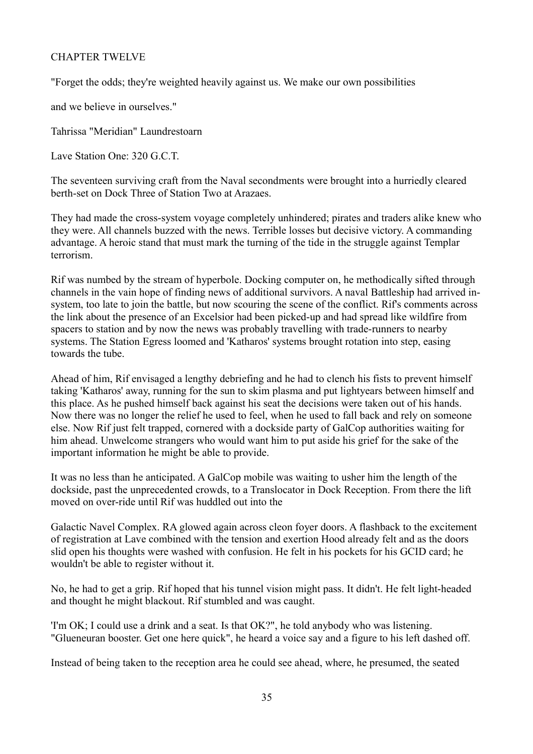# CHAPTER TWELVE

"Forget the odds; they're weighted heavily against us. We make our own possibilities

and we believe in ourselves."

Tahrissa "Meridian" Laundrestoarn

Lave Station One: 320 G.C.T.

The seventeen surviving craft from the Naval secondments were brought into a hurriedly cleared berth-set on Dock Three of Station Two at Arazaes.

They had made the cross-system voyage completely unhindered; pirates and traders alike knew who they were. All channels buzzed with the news. Terrible losses but decisive victory. A commanding advantage. A heroic stand that must mark the turning of the tide in the struggle against Templar terrorism.

Rif was numbed by the stream of hyperbole. Docking computer on, he methodically sifted through channels in the vain hope of finding news of additional survivors. A naval Battleship had arrived in-system, too late to join the battle, but now scouring the scene of the conflict. Rif's comments across the link about the presence of an Excelsior had been picked-up and had spread like wildfire from spacers to station and by now the news was probably travelling with trade-runners to nearby systems. The Station Egress loomed and 'Katharos' systems brought rotation into step, easing towards the tube.

Ahead of him, Rif envisaged a lengthy debriefing and he had to clench his fists to prevent himself taking 'Katharos' away, running for the sun to skim plasma and put lightyears between himself and this place. As he pushed himself back against his seat the decisions were taken out of his hands. Now there was no longer the relief he used to feel, when he used to fall back and rely on someone else. Now Rif just felt trapped, cornered with a dockside party of GalCop authorities waiting for him ahead. Unwelcome strangers who would want him to put aside his grief for the sake of the important information he might be able to provide.

It was no less than he anticipated. A GalCop mobile was waiting to usher him the length of the dockside, past the unprecedented crowds, to a Translocator in Dock Reception. From there the lift moved on over-ride until Rif was huddled out into the

Galactic Navel Complex. RA glowed again across cleon foyer doors. A flashback to the excitement of registration at Lave combined with the tension and exertion Hood already felt and as the doors slid open his thoughts were washed with confusion. He felt in his pockets for his GCID card; he wouldn't be able to register without it.

No, he had to get a grip. Rif hoped that his tunnel vision might pass. It didn't. He felt light-headed and thought he might blackout. Rif stumbled and was caught.

'I'm OK; I could use a drink and a seat. Is that OK?", he told anybody who was listening. "Glueneuran booster. Get one here quick", he heard a voice say and a figure to his left dashed off.

Instead of being taken to the reception area he could see ahead, where, he presumed, the seated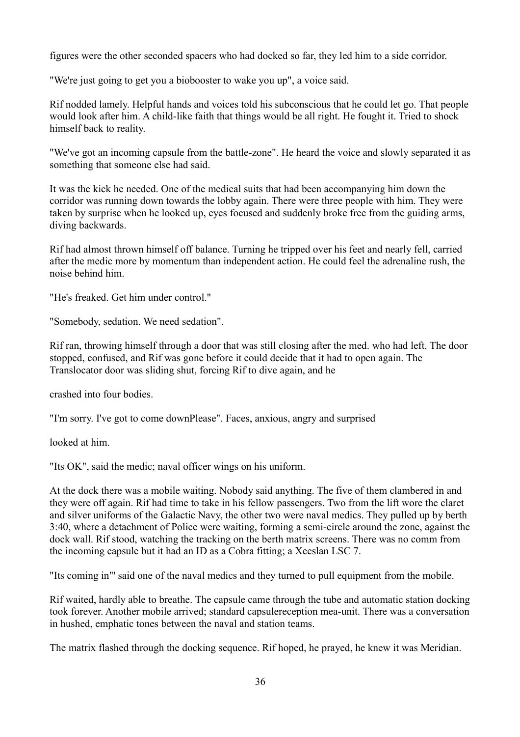figures were the other seconded spacers who had docked so far, they led him to a side corridor.

"We're just going to get you a biobooster to wake you up", a voice said.

Rif nodded lamely. Helpful hands and voices told his subconscious that he could let go. That people would look after him. A child-like faith that things would be all right. He fought it. Tried to shock himself back to reality.

"We've got an incoming capsule from the battle-zone". He heard the voice and slowly separated it as something that someone else had said.

It was the kick he needed. One of the medical suits that had been accompanying him down the corridor was running down towards the lobby again. There were three people with him. They were taken by surprise when he looked up, eyes focused and suddenly broke free from the guiding arms, diving backwards.

Rif had almost thrown himself off balance. Turning he tripped over his feet and nearly fell, carried after the medic more by momentum than independent action. He could feel the adrenaline rush, the noise behind him.

"He's freaked. Get him under control."

"Somebody, sedation. We need sedation".

Rif ran, throwing himself through a door that was still closing after the med. who had left. The door stopped, confused, and Rif was gone before it could decide that it had to open again. The Translocator door was sliding shut, forcing Rif to dive again, and he

crashed into four bodies.

"I'm sorry. I've got to come downPlease". Faces, anxious, angry and surprised

looked at him.

"Its OK", said the medic; naval officer wings on his uniform.

At the dock there was a mobile waiting. Nobody said anything. The five of them clambered in and they were off again. Rif had time to take in his fellow passengers. Two from the lift wore the claret and silver uniforms of the Galactic Navy, the other two were naval medics. They pulled up by berth 3:40, where a detachment of Police were waiting, forming a semi-circle around the zone, against the dock wall. Rif stood, watching the tracking on the berth matrix screens. There was no comm from the incoming capsule but it had an ID as a Cobra fitting; a Xeeslan LSC 7.

"Its coming in"' said one of the naval medics and they turned to pull equipment from the mobile.

Rif waited, hardly able to breathe. The capsule came through the tube and automatic station docking took forever. Another mobile arrived; standard capsulereception mea-unit. There was a conversation in hushed, emphatic tones between the naval and station teams.

The matrix flashed through the docking sequence. Rif hoped, he prayed, he knew it was Meridian.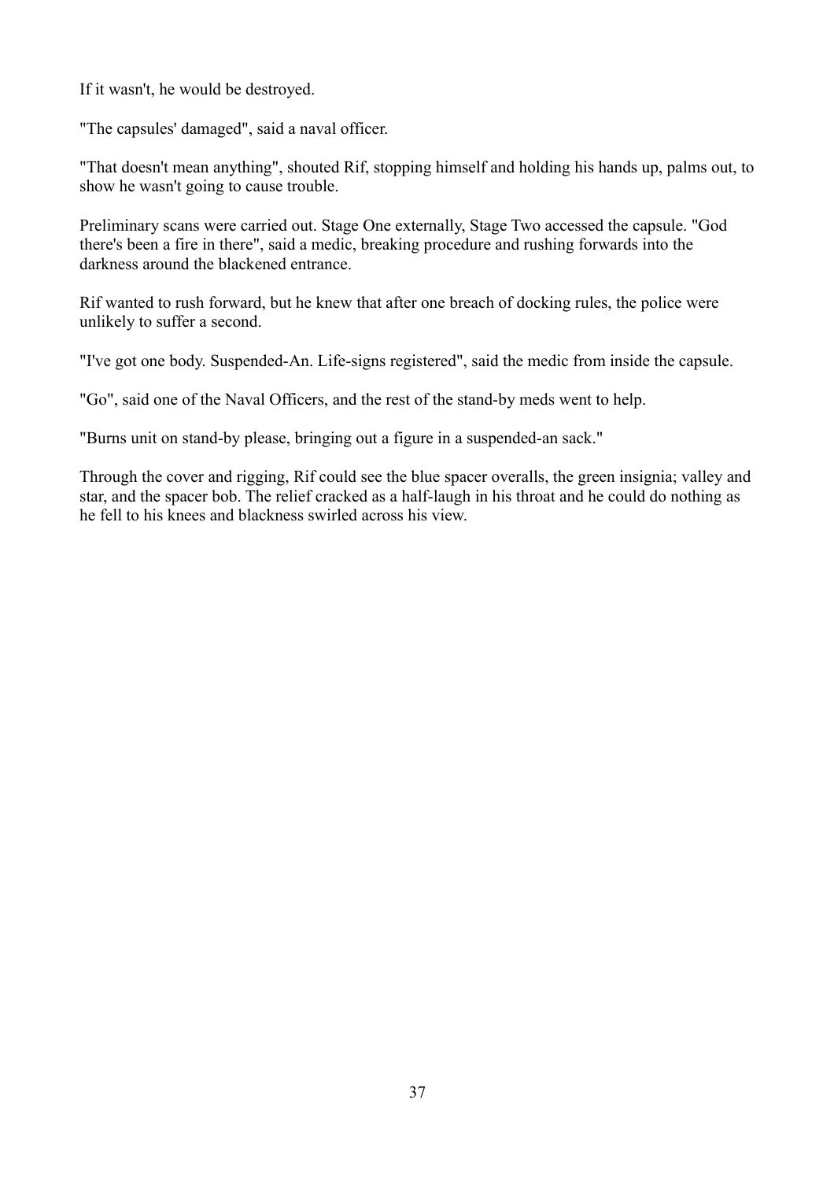If it wasn't, he would be destroyed.

"The capsules' damaged", said a naval officer.

"That doesn't mean anything", shouted Rif, stopping himself and holding his hands up, palms out, to show he wasn't going to cause trouble.

Preliminary scans were carried out. Stage One externally, Stage Two accessed the capsule. "God there's been a fire in there", said a medic, breaking procedure and rushing forwards into the darkness around the blackened entrance.

Rif wanted to rush forward, but he knew that after one breach of docking rules, the police were unlikely to suffer a second.

"I've got one body. Suspended-An. Life-signs registered", said the medic from inside the capsule.

"Go", said one of the Naval Officers, and the rest of the stand-by meds went to help.

"Burns unit on stand-by please, bringing out a figure in a suspended-an sack."

Through the cover and rigging, Rif could see the blue spacer overalls, the green insignia; valley and star, and the spacer bob. The relief cracked as a half-laugh in his throat and he could do nothing as he fell to his knees and blackness swirled across his view.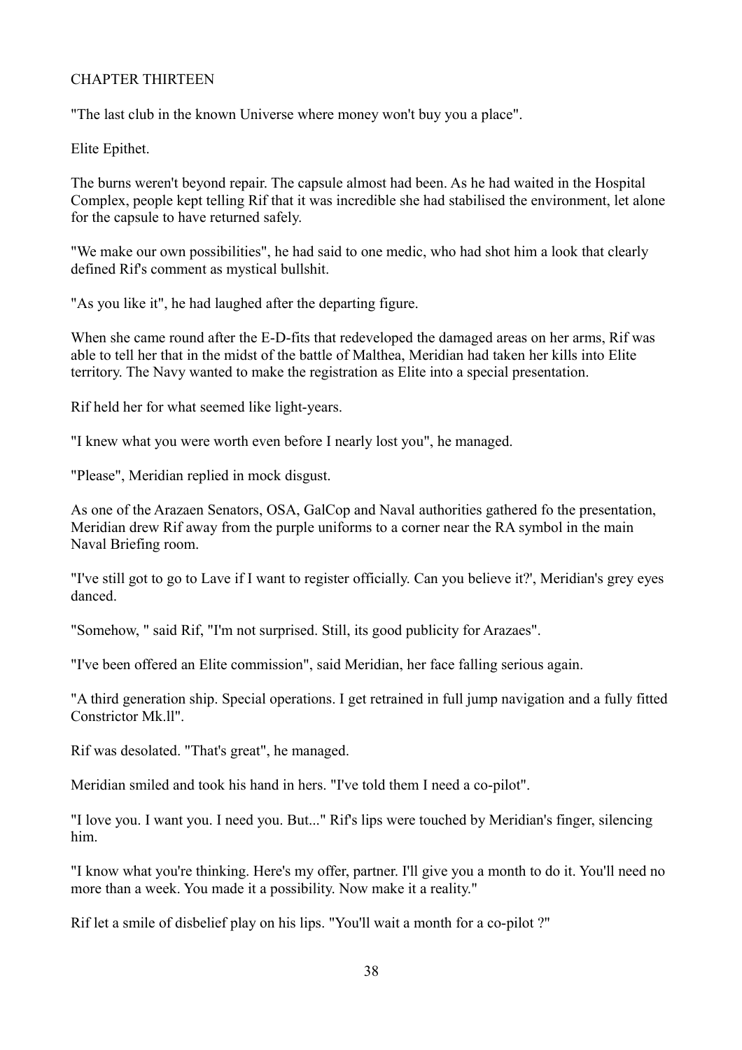# CHAPTER THIRTEEN

"The last club in the known Universe where money won't buy you a place".

Elite Epithet.

The burns weren't beyond repair. The capsule almost had been. As he had waited in the Hospital Complex, people kept telling Rif that it was incredible she had stabilised the environment, let alone for the capsule to have returned safely.

"We make our own possibilities", he had said to one medic, who had shot him a look that clearly defined Rif's comment as mystical bullshit.

"As you like it", he had laughed after the departing figure.

When she came round after the E-D-fits that redeveloped the damaged areas on her arms, Rif was able to tell her that in the midst of the battle of Malthea, Meridian had taken her kills into Elite territory. The Navy wanted to make the registration as Elite into a special presentation.

Rif held her for what seemed like light-years.

"I knew what you were worth even before I nearly lost you", he managed.

"Please", Meridian replied in mock disgust.

As one of the Arazaen Senators, OSA, GalCop and Naval authorities gathered fo the presentation, Meridian drew Rif away from the purple uniforms to a corner near the RA symbol in the main Naval Briefing room.

"I've still got to go to Lave if I want to register officially. Can you believe it?', Meridian's grey eyes danced.

"Somehow, " said Rif, "I'm not surprised. Still, its good publicity for Arazaes".

"I've been offered an Elite commission", said Meridian, her face falling serious again.

"A third generation ship. Special operations. I get retrained in full jump navigation and a fully fitted Constrictor Mk.ll".

Rif was desolated. "That's great", he managed.

Meridian smiled and took his hand in hers. "I've told them I need a co-pilot".

"I love you. I want you. I need you. But..." Rif's lips were touched by Meridian's finger, silencing him.

"I know what you're thinking. Here's my offer, partner. I'll give you a month to do it. You'll need no more than a week. You made it a possibility. Now make it a reality."

Rif let a smile of disbelief play on his lips. "You'll wait a month for a co-pilot ?"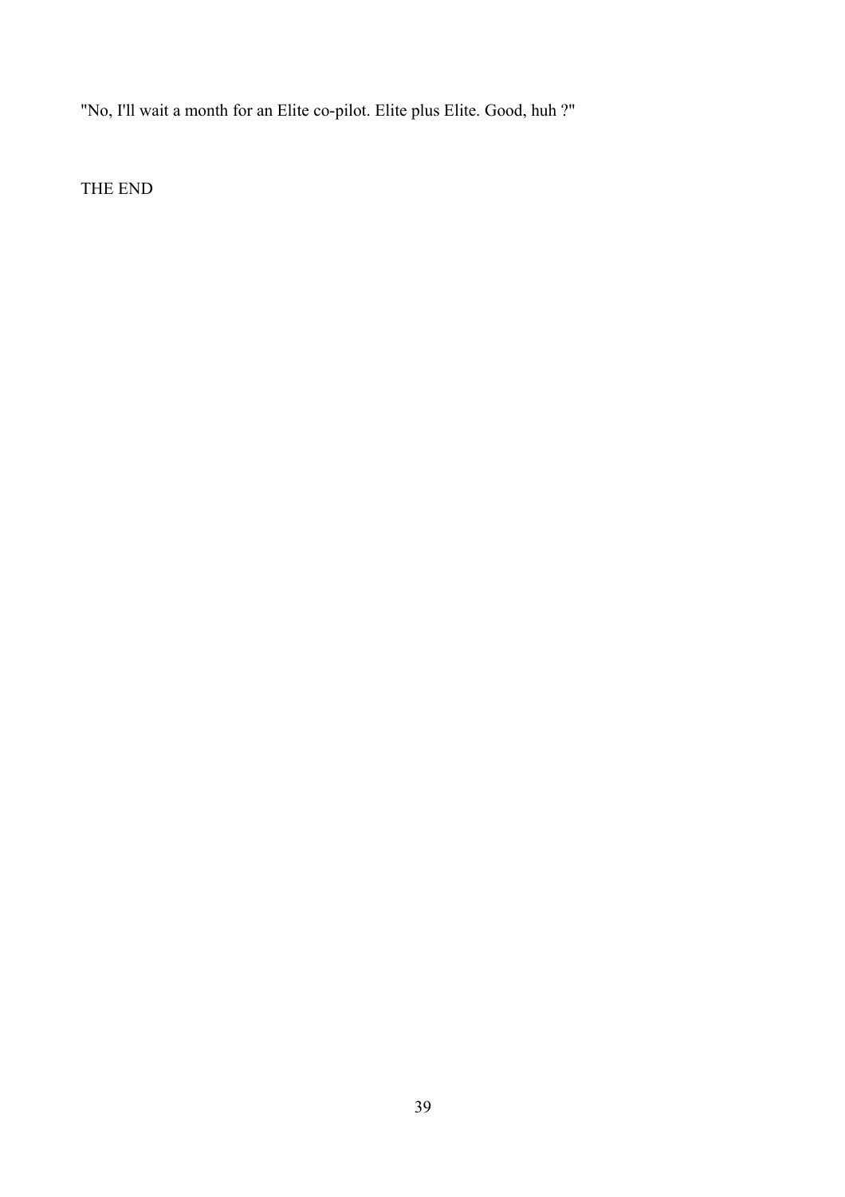"No, I'll wait a month for an Elite co-pilot. Elite plus Elite. Good, huh ?"

THE END